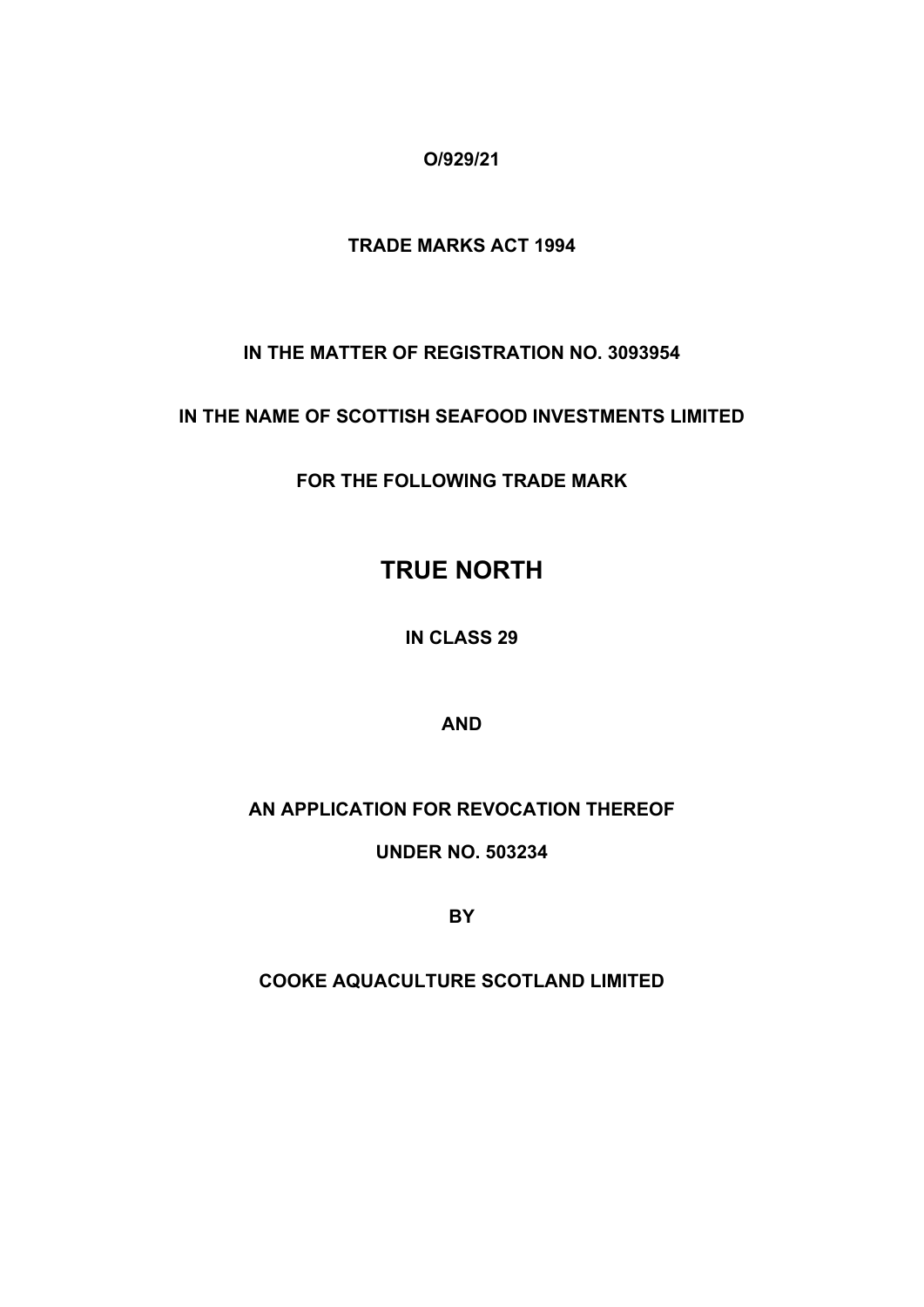**O/929/21**

**TRADE MARKS ACT 1994**

**IN THE MATTER OF REGISTRATION NO. 3093954**

**IN THE NAME OF SCOTTISH SEAFOOD INVESTMENTS LIMITED**

**FOR THE FOLLOWING TRADE MARK**

# TRUE NORTH

**IN CLASS 29**

**AND**

**AN APPLICATION FOR REVOCATION THEREOF**

**UNDER NO. 503234**

**BY**

**COOKE AQUACULTURE SCOTLAND LIMITED**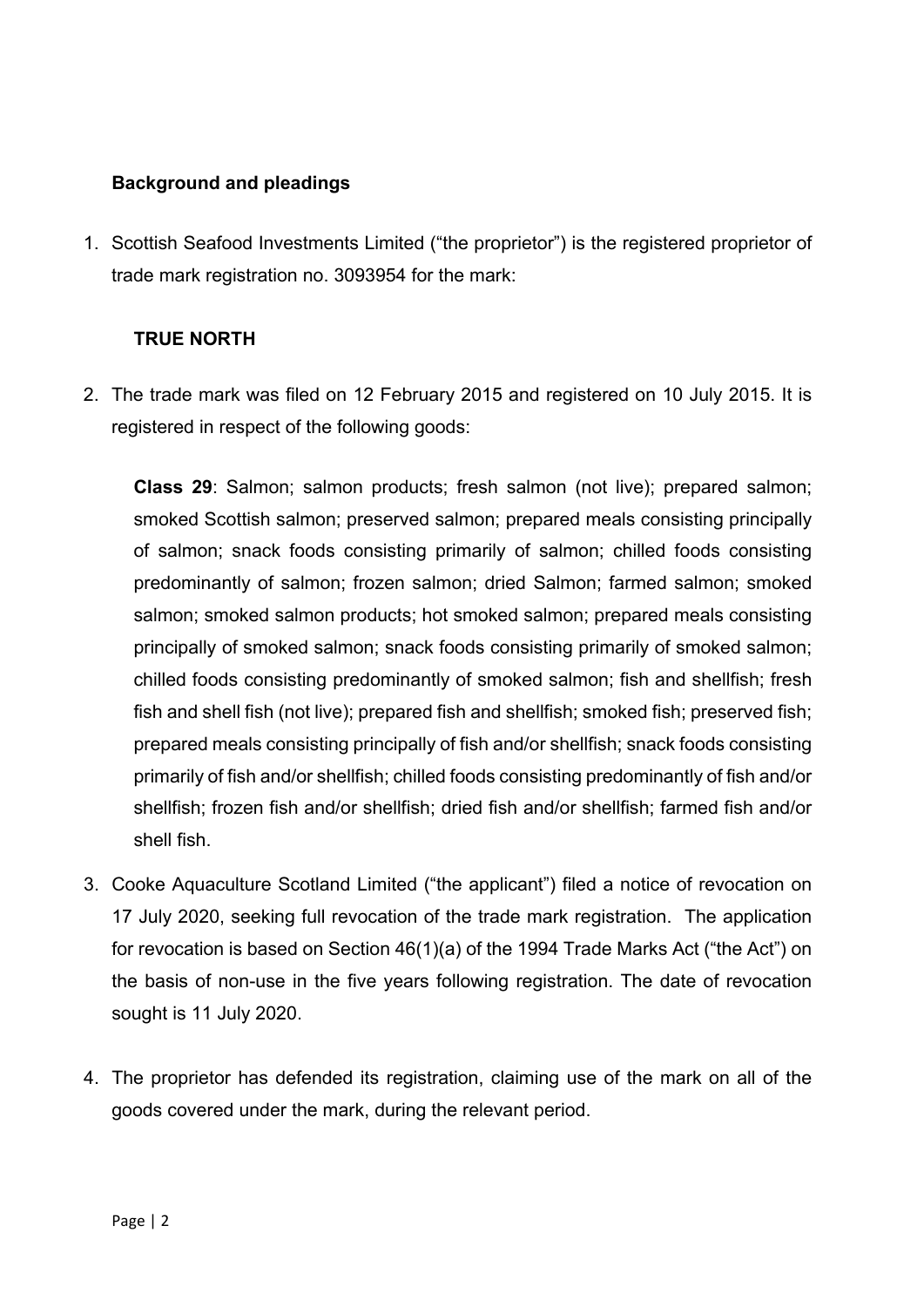## Background and pleadings

1. Scottish Seafood Investments Limited ("the proprietor") is the registered proprietor of trade mark registration no. 3093954 for the mark:

   **TRUE NORTH**

2. The trade mark was filed on 12 February 2015 and registered on 10 July 2015. It is registered in respect of the following goods:

   **Class 29**: Salmon; salmon products; fresh salmon (not live); prepared salmon; smoked Scottish salmon; preserved salmon; prepared meals consisting principally of salmon; snack foods consisting primarily of salmon; chilled foods consisting predominantly of salmon; frozen salmon; dried Salmon; farmed salmon; smoked salmon; smoked salmon products; hot smoked salmon; prepared meals consisting principally of smoked salmon; snack foods consisting primarily of smoked salmon; chilled foods consisting predominantly of smoked salmon; fish and shellfish; fresh fish and shell fish (not live); prepared fish and shellfish; smoked fish; preserved fish; prepared meals consisting principally of fish and/or shellfish; snack foods consisting primarily of fish and/or shellfish; chilled foods consisting predominantly of fish and/or shellfish; frozen fish and/or shellfish; dried fish and/or shellfish; farmed fish and/or shell fish.

3. Cooke Aquaculture Scotland Limited ("the applicant") filed a notice of revocation on 17 July 2020, seeking full revocation of the trade mark registration. The application for revocation is based on Section 46(1)(a) of the 1994 Trade Marks Act ("the Act") on the basis of non-use in the five years following registration. The date of revocation sought is 11 July 2020.

4. The proprietor has defended its registration, claiming use of the mark on all of the goods covered under the mark, during the relevant period.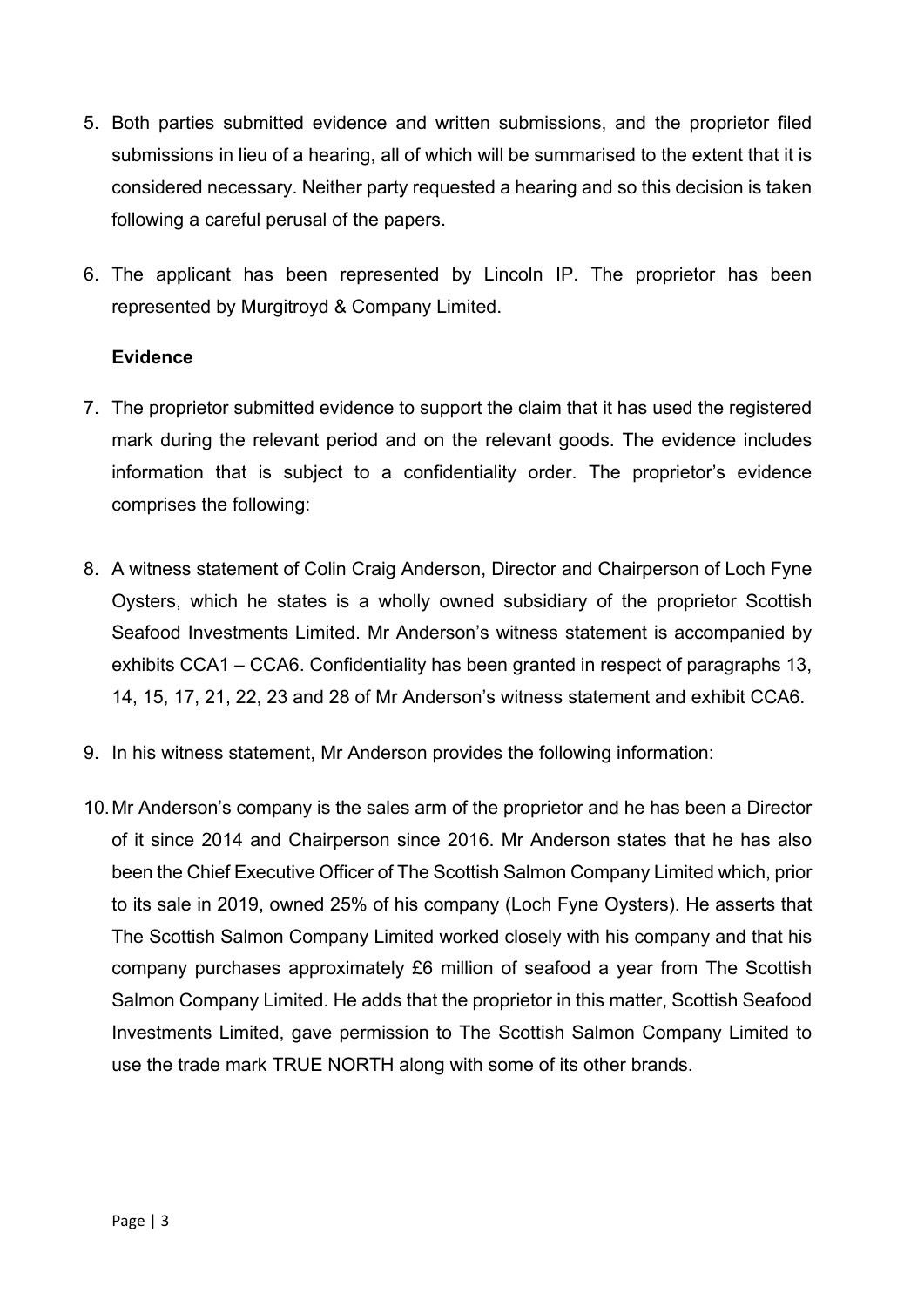5. Both parties submitted evidence and written submissions, and the proprietor filed submissions in lieu of a hearing, all of which will be summarised to the extent that it is considered necessary. Neither party requested a hearing and so this decision is taken following a careful perusal of the papers.

6. The applicant has been represented by Lincoln IP. The proprietor has been represented by Murgitroyd & Company Limited.

**Evidence**

7. The proprietor submitted evidence to support the claim that it has used the registered mark during the relevant period and on the relevant goods. The evidence includes information that is subject to a confidentiality order. The proprietor's evidence comprises the following:

8. A witness statement of Colin Craig Anderson, Director and Chairperson of Loch Fyne Oysters, which he states is a wholly owned subsidiary of the proprietor Scottish Seafood Investments Limited. Mr Anderson's witness statement is accompanied by exhibits CCA1 – CCA6. Confidentiality has been granted in respect of paragraphs 13, 14, 15, 17, 21, 22, 23 and 28 of Mr Anderson's witness statement and exhibit CCA6.

9. In his witness statement, Mr Anderson provides the following information:

10. Mr Anderson's company is the sales arm of the proprietor and he has been a Director of it since 2014 and Chairperson since 2016. Mr Anderson states that he has also been the Chief Executive Officer of The Scottish Salmon Company Limited which, prior to its sale in 2019, owned 25% of his company (Loch Fyne Oysters). He asserts that The Scottish Salmon Company Limited worked closely with his company and that his company purchases approximately £6 million of seafood a year from The Scottish Salmon Company Limited. He adds that the proprietor in this matter, Scottish Seafood Investments Limited, gave permission to The Scottish Salmon Company Limited to use the trade mark TRUE NORTH along with some of its other brands.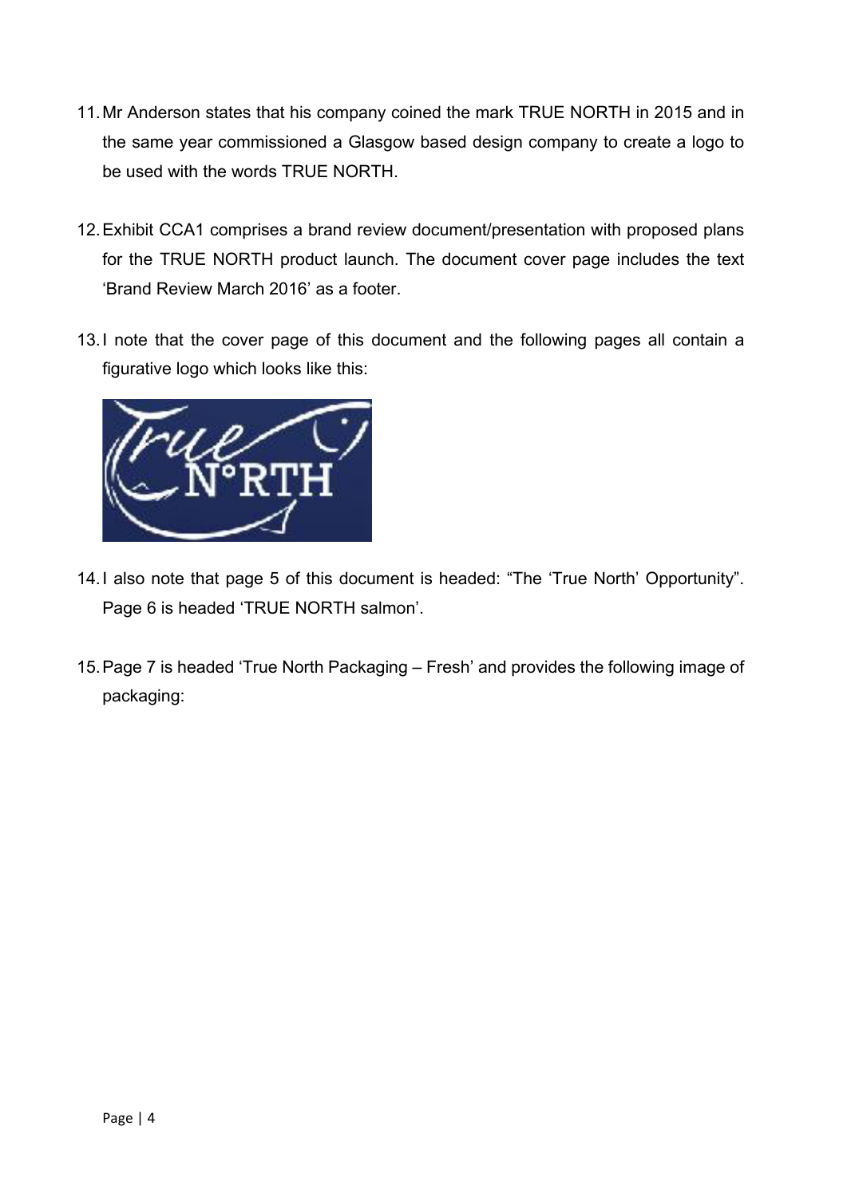11. Mr Anderson states that his company coined the mark TRUE NORTH in 2015 and in the same year commissioned a Glasgow based design company to create a logo to be used with the words TRUE NORTH.

12. Exhibit CCA1 comprises a brand review document/presentation with proposed plans for the TRUE NORTH product launch. The document cover page includes the text 'Brand Review March 2016' as a footer.

13. I note that the cover page of this document and the following pages all contain a figurative logo which looks like this:

14. I also note that page 5 of this document is headed: "The 'True North' Opportunity". Page 6 is headed 'TRUE NORTH salmon'.

15. Page 7 is headed 'True North Packaging – Fresh' and provides the following image of packaging: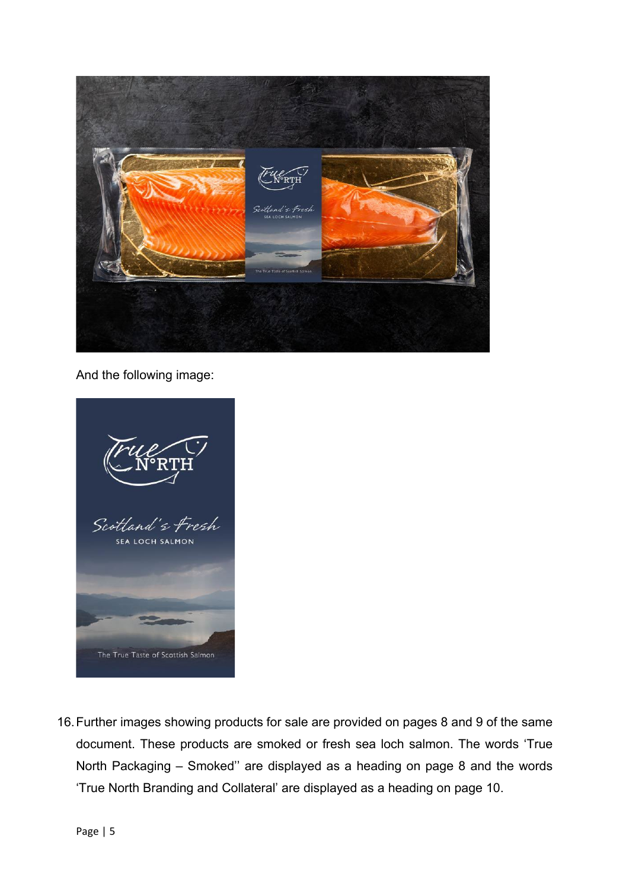And the following image:

16. Further images showing products for sale are provided on pages 8 and 9 of the same document. These products are smoked or fresh sea loch salmon. The words 'True North Packaging – Smoked'' are displayed as a heading on page 8 and the words 'True North Branding and Collateral' are displayed as a heading on page 10.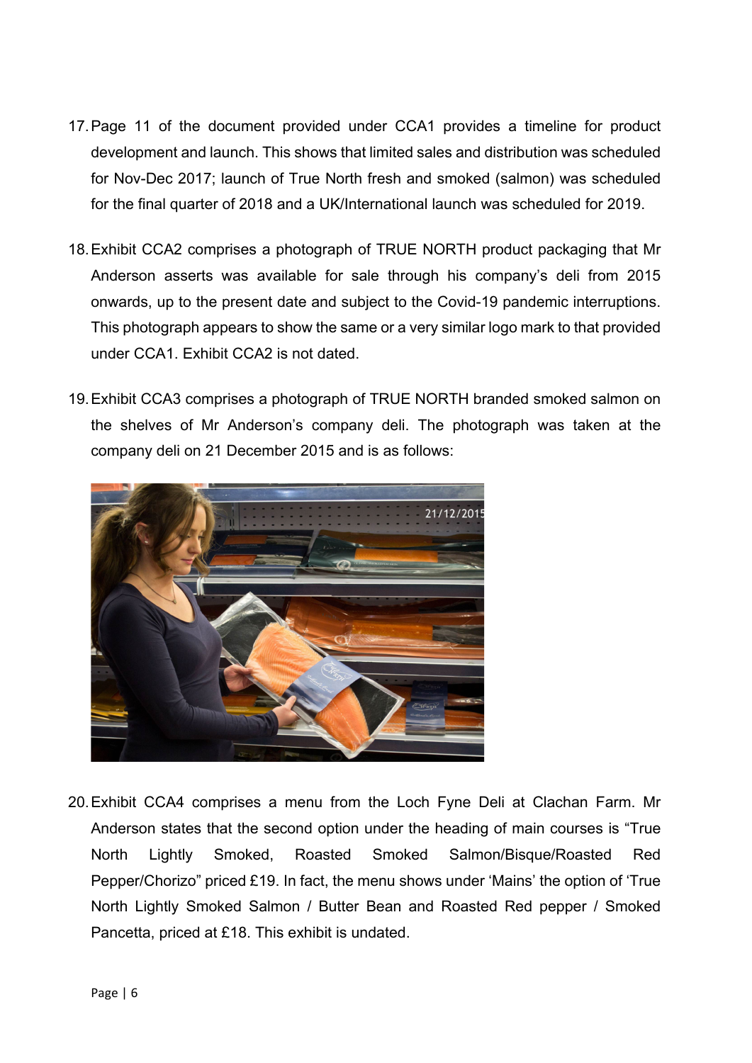17. Page 11 of the document provided under CCA1 provides a timeline for product development and launch. This shows that limited sales and distribution was scheduled for Nov-Dec 2017; launch of True North fresh and smoked (salmon) was scheduled for the final quarter of 2018 and a UK/International launch was scheduled for 2019.

18. Exhibit CCA2 comprises a photograph of TRUE NORTH product packaging that Mr Anderson asserts was available for sale through his company's deli from 2015 onwards, up to the present date and subject to the Covid-19 pandemic interruptions. This photograph appears to show the same or a very similar logo mark to that provided under CCA1. Exhibit CCA2 is not dated.

19. Exhibit CCA3 comprises a photograph of TRUE NORTH branded smoked salmon on the shelves of Mr Anderson's company deli. The photograph was taken at the company deli on 21 December 2015 and is as follows:

20. Exhibit CCA4 comprises a menu from the Loch Fyne Deli at Clachan Farm. Mr Anderson states that the second option under the heading of main courses is "True North Lightly Smoked, Roasted Smoked Salmon/Bisque/Roasted Red Pepper/Chorizo" priced £19. In fact, the menu shows under 'Mains' the option of 'True North Lightly Smoked Salmon / Butter Bean and Roasted Red pepper / Smoked Pancetta, priced at £18. This exhibit is undated.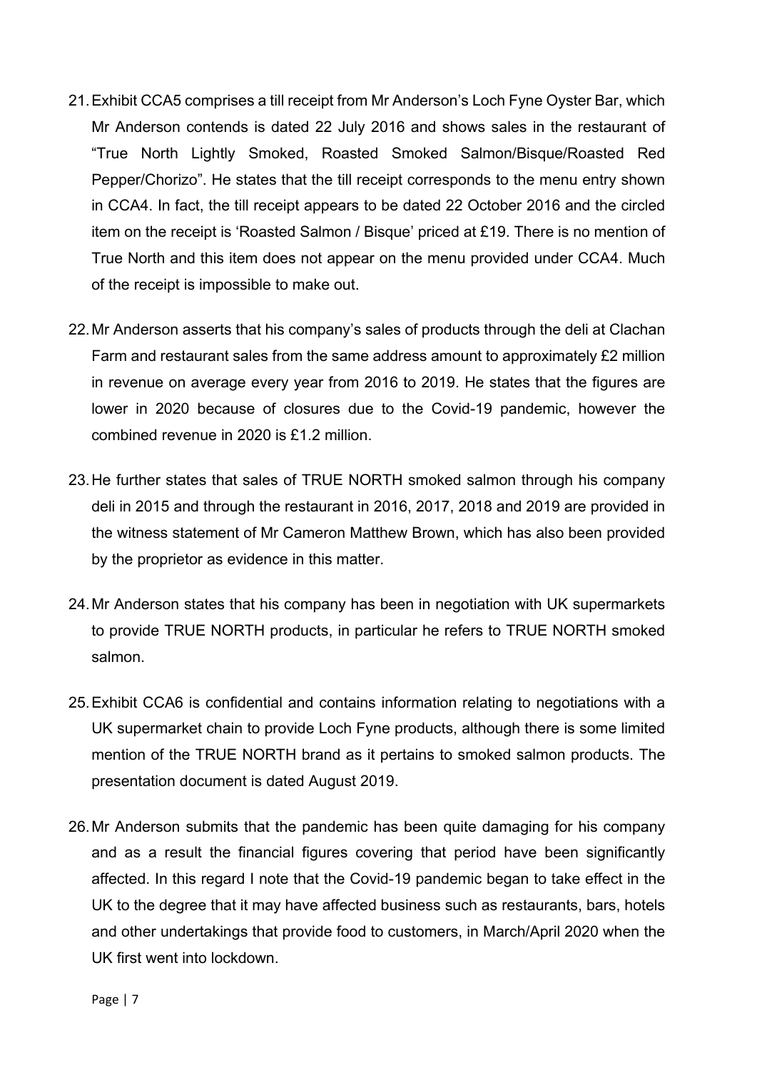21. Exhibit CCA5 comprises a till receipt from Mr Anderson's Loch Fyne Oyster Bar, which Mr Anderson contends is dated 22 July 2016 and shows sales in the restaurant of "True North Lightly Smoked, Roasted Smoked Salmon/Bisque/Roasted Red Pepper/Chorizo". He states that the till receipt corresponds to the menu entry shown in CCA4. In fact, the till receipt appears to be dated 22 October 2016 and the circled item on the receipt is 'Roasted Salmon / Bisque' priced at £19. There is no mention of True North and this item does not appear on the menu provided under CCA4. Much of the receipt is impossible to make out.

22. Mr Anderson asserts that his company's sales of products through the deli at Clachan Farm and restaurant sales from the same address amount to approximately £2 million in revenue on average every year from 2016 to 2019. He states that the figures are lower in 2020 because of closures due to the Covid-19 pandemic, however the combined revenue in 2020 is £1.2 million.

23. He further states that sales of TRUE NORTH smoked salmon through his company deli in 2015 and through the restaurant in 2016, 2017, 2018 and 2019 are provided in the witness statement of Mr Cameron Matthew Brown, which has also been provided by the proprietor as evidence in this matter.

24. Mr Anderson states that his company has been in negotiation with UK supermarkets to provide TRUE NORTH products, in particular he refers to TRUE NORTH smoked salmon.

25. Exhibit CCA6 is confidential and contains information relating to negotiations with a UK supermarket chain to provide Loch Fyne products, although there is some limited mention of the TRUE NORTH brand as it pertains to smoked salmon products. The presentation document is dated August 2019.

26. Mr Anderson submits that the pandemic has been quite damaging for his company and as a result the financial figures covering that period have been significantly affected. In this regard I note that the Covid-19 pandemic began to take effect in the UK to the degree that it may have affected business such as restaurants, bars, hotels and other undertakings that provide food to customers, in March/April 2020 when the UK first went into lockdown.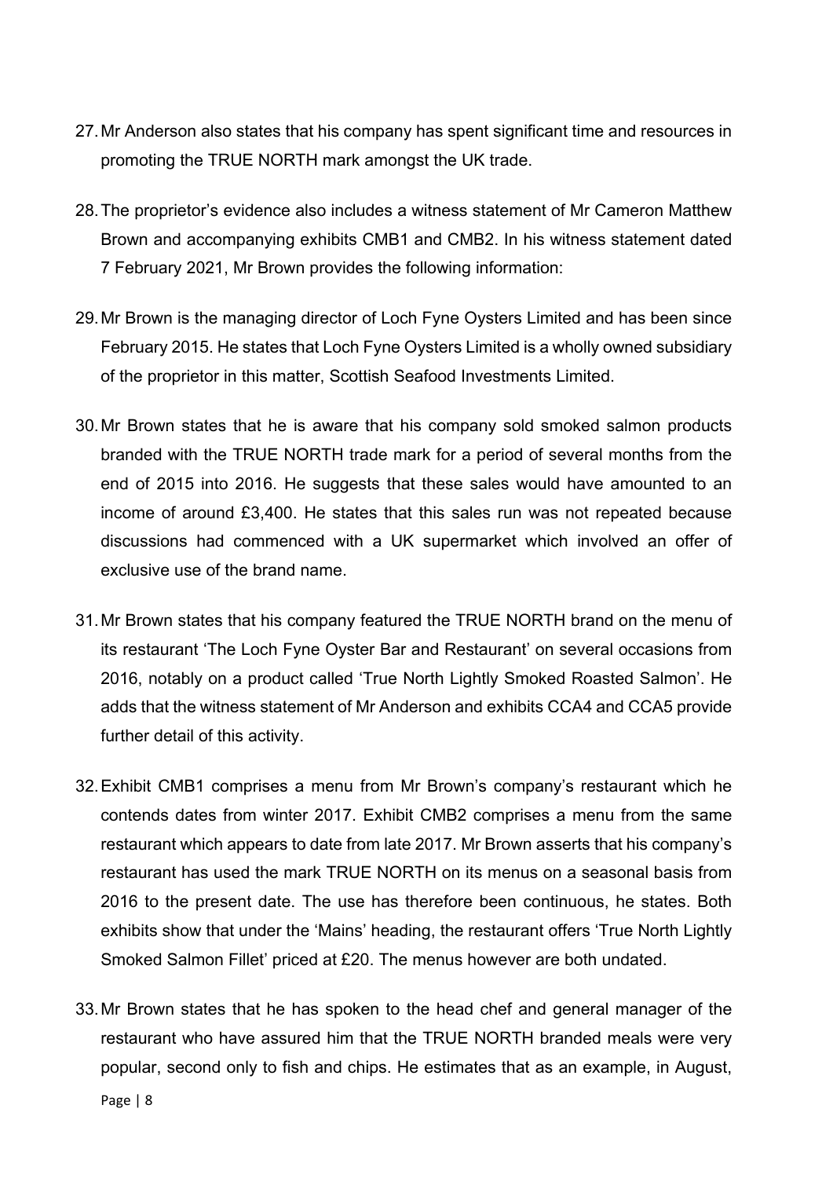27. Mr Anderson also states that his company has spent significant time and resources in promoting the TRUE NORTH mark amongst the UK trade.

28. The proprietor's evidence also includes a witness statement of Mr Cameron Matthew Brown and accompanying exhibits CMB1 and CMB2. In his witness statement dated 7 February 2021, Mr Brown provides the following information:

29. Mr Brown is the managing director of Loch Fyne Oysters Limited and has been since February 2015. He states that Loch Fyne Oysters Limited is a wholly owned subsidiary of the proprietor in this matter, Scottish Seafood Investments Limited.

30. Mr Brown states that he is aware that his company sold smoked salmon products branded with the TRUE NORTH trade mark for a period of several months from the end of 2015 into 2016. He suggests that these sales would have amounted to an income of around £3,400. He states that this sales run was not repeated because discussions had commenced with a UK supermarket which involved an offer of exclusive use of the brand name.

31. Mr Brown states that his company featured the TRUE NORTH brand on the menu of its restaurant 'The Loch Fyne Oyster Bar and Restaurant' on several occasions from 2016, notably on a product called 'True North Lightly Smoked Roasted Salmon'. He adds that the witness statement of Mr Anderson and exhibits CCA4 and CCA5 provide further detail of this activity.

32. Exhibit CMB1 comprises a menu from Mr Brown's company's restaurant which he contends dates from winter 2017. Exhibit CMB2 comprises a menu from the same restaurant which appears to date from late 2017. Mr Brown asserts that his company's restaurant has used the mark TRUE NORTH on its menus on a seasonal basis from 2016 to the present date. The use has therefore been continuous, he states. Both exhibits show that under the 'Mains' heading, the restaurant offers 'True North Lightly Smoked Salmon Fillet' priced at £20. The menus however are both undated.

33. Mr Brown states that he has spoken to the head chef and general manager of the restaurant who have assured him that the TRUE NORTH branded meals were very popular, second only to fish and chips. He estimates that as an example, in August,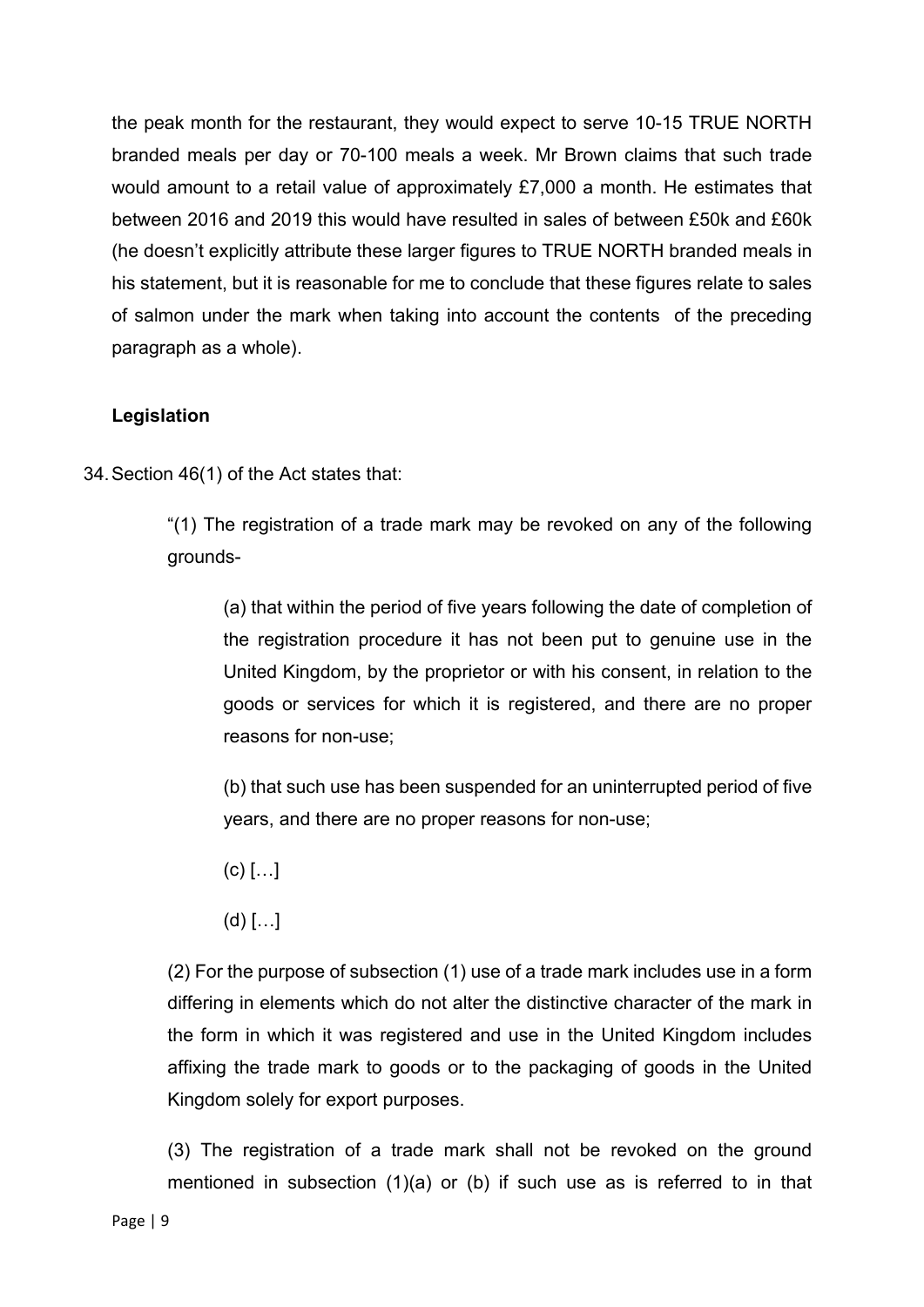the peak month for the restaurant, they would expect to serve 10-15 TRUE NORTH branded meals per day or 70-100 meals a week. Mr Brown claims that such trade would amount to a retail value of approximately £7,000 a month. He estimates that between 2016 and 2019 this would have resulted in sales of between £50k and £60k (he doesn't explicitly attribute these larger figures to TRUE NORTH branded meals in his statement, but it is reasonable for me to conclude that these figures relate to sales of salmon under the mark when taking into account the contents of the preceding paragraph as a whole).

**Legislation**

34. Section 46(1) of the Act states that:

> "(1) The registration of a trade mark may be revoked on any of the following grounds-
>
> > (a) that within the period of five years following the date of completion of the registration procedure it has not been put to genuine use in the United Kingdom, by the proprietor or with his consent, in relation to the goods or services for which it is registered, and there are no proper reasons for non-use;
> >
> > (b) that such use has been suspended for an uninterrupted period of five years, and there are no proper reasons for non-use;
> >
> > (c) […]
> >
> > (d) […]
>
> (2) For the purpose of subsection (1) use of a trade mark includes use in a form differing in elements which do not alter the distinctive character of the mark in the form in which it was registered and use in the United Kingdom includes affixing the trade mark to goods or to the packaging of goods in the United Kingdom solely for export purposes.
>
> (3) The registration of a trade mark shall not be revoked on the ground mentioned in subsection (1)(a) or (b) if such use as is referred to in that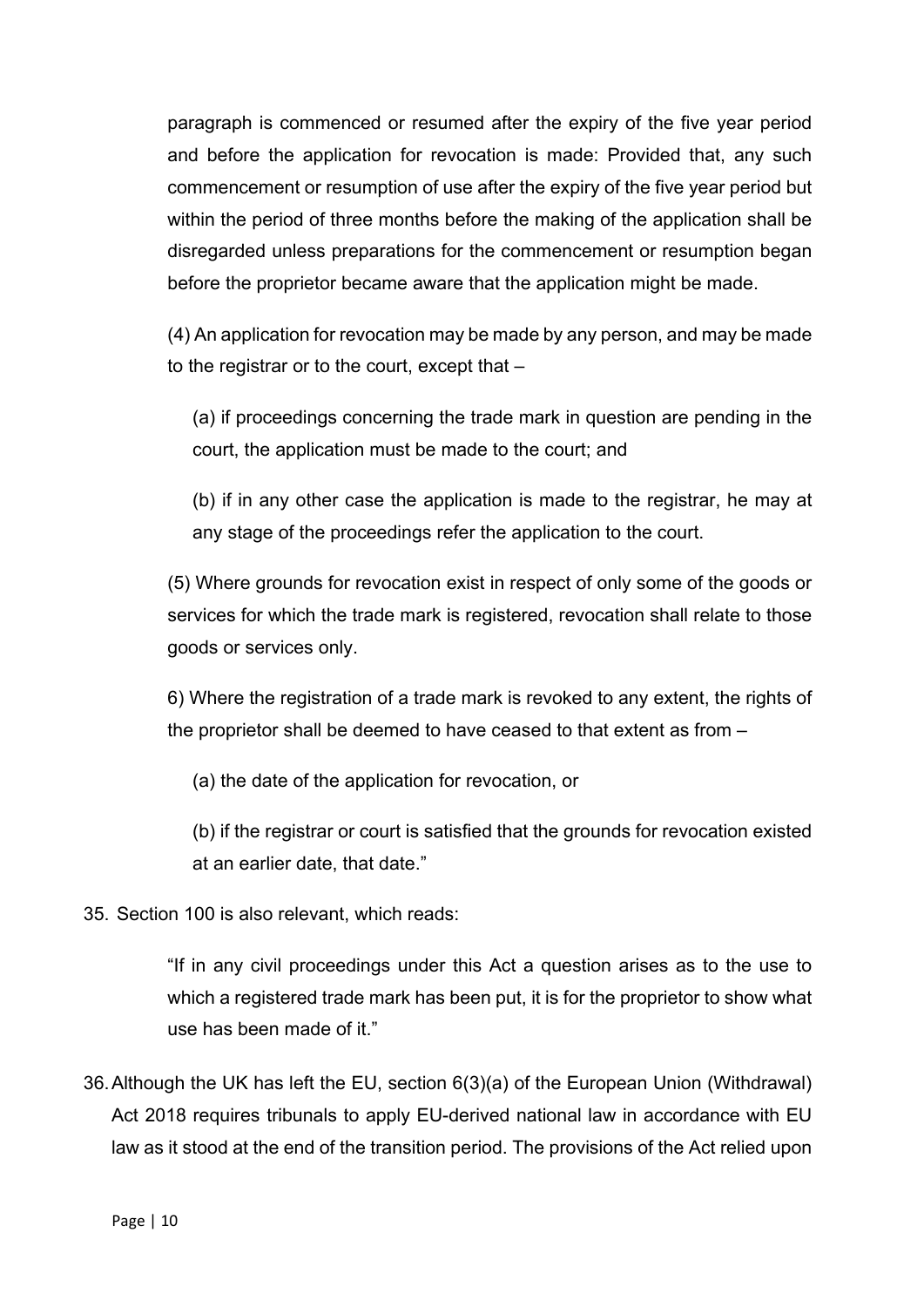paragraph is commenced or resumed after the expiry of the five year period and before the application for revocation is made: Provided that, any such commencement or resumption of use after the expiry of the five year period but within the period of three months before the making of the application shall be disregarded unless preparations for the commencement or resumption began before the proprietor became aware that the application might be made.

(4) An application for revocation may be made by any person, and may be made to the registrar or to the court, except that –

(a) if proceedings concerning the trade mark in question are pending in the court, the application must be made to the court; and

(b) if in any other case the application is made to the registrar, he may at any stage of the proceedings refer the application to the court.

(5) Where grounds for revocation exist in respect of only some of the goods or services for which the trade mark is registered, revocation shall relate to those goods or services only.

6) Where the registration of a trade mark is revoked to any extent, the rights of the proprietor shall be deemed to have ceased to that extent as from –

(a) the date of the application for revocation, or

(b) if the registrar or court is satisfied that the grounds for revocation existed at an earlier date, that date."

35. Section 100 is also relevant, which reads:

> "If in any civil proceedings under this Act a question arises as to the use to which a registered trade mark has been put, it is for the proprietor to show what use has been made of it."

36. Although the UK has left the EU, section 6(3)(a) of the European Union (Withdrawal) Act 2018 requires tribunals to apply EU-derived national law in accordance with EU law as it stood at the end of the transition period. The provisions of the Act relied upon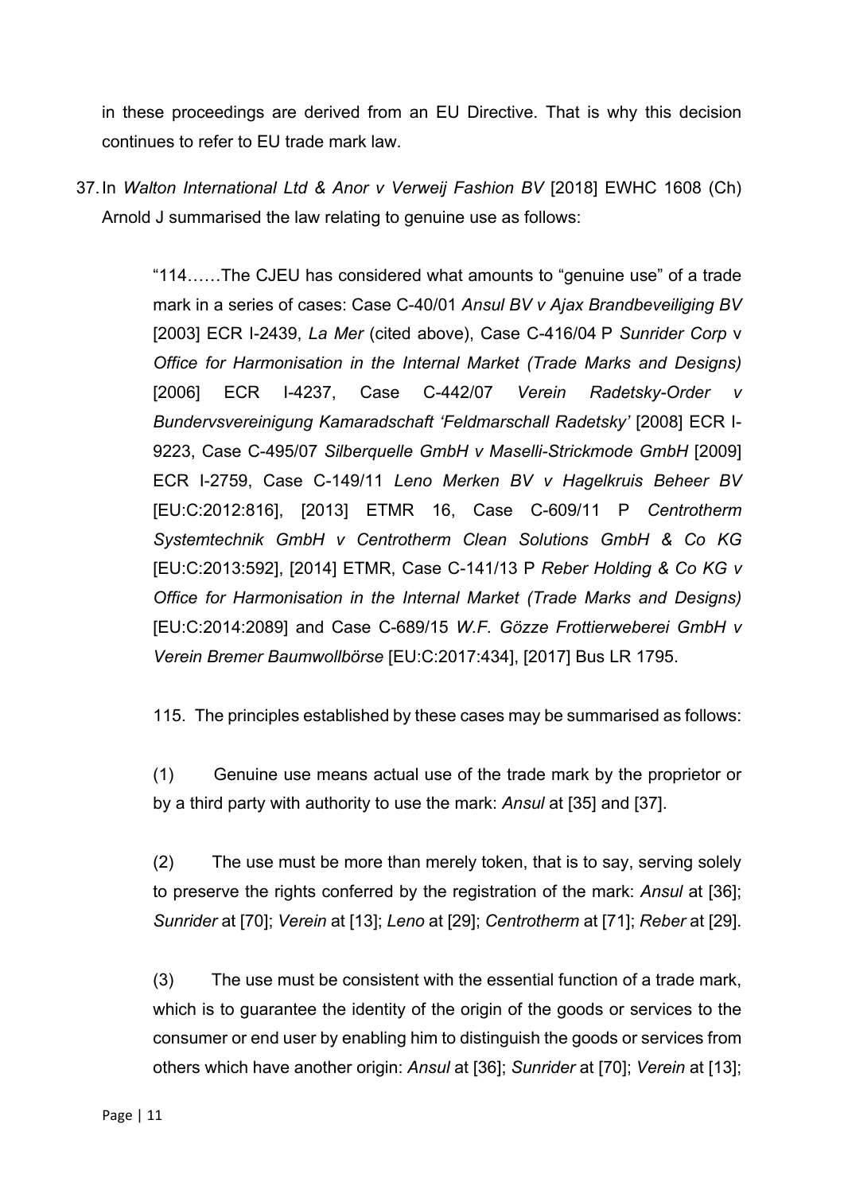in these proceedings are derived from an EU Directive. That is why this decision continues to refer to EU trade mark law.

37. In *Walton International Ltd & Anor v Verweij Fashion BV* [2018] EWHC 1608 (Ch) Arnold J summarised the law relating to genuine use as follows:

> "114……The CJEU has considered what amounts to "genuine use" of a trade mark in a series of cases: Case C-40/01 *Ansul BV v Ajax Brandbeveiliging BV* [2003] ECR I-2439, *La Mer* (cited above), Case C-416/04 P *Sunrider Corp* v *Office for Harmonisation in the Internal Market (Trade Marks and Designs)* [2006] ECR I-4237, Case C-442/07 *Verein Radetsky-Order v Bundervsvereinigung Kamaradschaft 'Feldmarschall Radetsky'* [2008] ECR I-9223, Case C-495/07 *Silberquelle GmbH v Maselli-Strickmode GmbH* [2009] ECR I-2759, Case C-149/11 *Leno Merken BV v Hagelkruis Beheer BV* [EU:C:2012:816], [2013] ETMR 16, Case C-609/11 P *Centrotherm Systemtechnik GmbH v Centrotherm Clean Solutions GmbH & Co KG* [EU:C:2013:592], [2014] ETMR, Case C-141/13 P *Reber Holding & Co KG v Office for Harmonisation in the Internal Market (Trade Marks and Designs)* [EU:C:2014:2089] and Case C-689/15 *W.F. Gözze Frottierweberei GmbH v Verein Bremer Baumwollbörse* [EU:C:2017:434], [2017] Bus LR 1795.
>
> 115. The principles established by these cases may be summarised as follows:
>
> (1) Genuine use means actual use of the trade mark by the proprietor or by a third party with authority to use the mark: *Ansul* at [35] and [37].
>
> (2) The use must be more than merely token, that is to say, serving solely to preserve the rights conferred by the registration of the mark: *Ansul* at [36]; *Sunrider* at [70]; *Verein* at [13]; *Leno* at [29]; *Centrotherm* at [71]; *Reber* at [29].
>
> (3) The use must be consistent with the essential function of a trade mark, which is to guarantee the identity of the origin of the goods or services to the consumer or end user by enabling him to distinguish the goods or services from others which have another origin: *Ansul* at [36]; *Sunrider* at [70]; *Verein* at [13];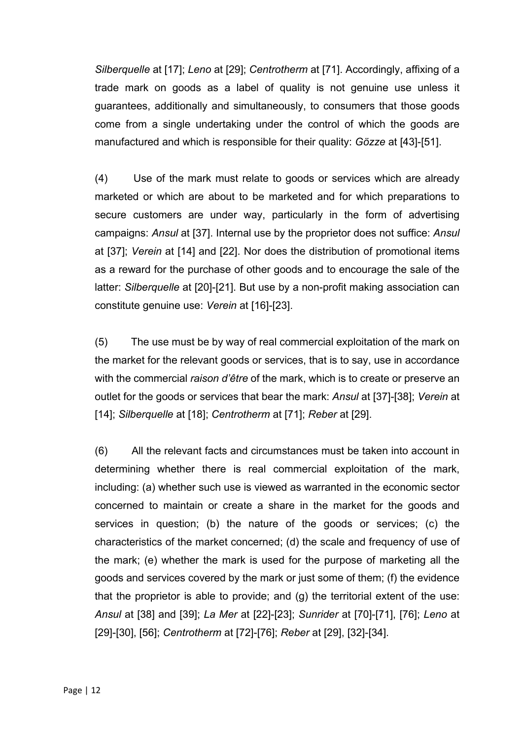*Silberquelle* at [17]; *Leno* at [29]; *Centrotherm* at [71]. Accordingly, affixing of a trade mark on goods as a label of quality is not genuine use unless it guarantees, additionally and simultaneously, to consumers that those goods come from a single undertaking under the control of which the goods are manufactured and which is responsible for their quality: *Gözze* at [43]-[51].

(4) Use of the mark must relate to goods or services which are already marketed or which are about to be marketed and for which preparations to secure customers are under way, particularly in the form of advertising campaigns: *Ansul* at [37]. Internal use by the proprietor does not suffice: *Ansul* at [37]; *Verein* at [14] and [22]. Nor does the distribution of promotional items as a reward for the purchase of other goods and to encourage the sale of the latter: *Silberquelle* at [20]-[21]. But use by a non-profit making association can constitute genuine use: *Verein* at [16]-[23].

(5) The use must be by way of real commercial exploitation of the mark on the market for the relevant goods or services, that is to say, use in accordance with the commercial *raison d'être* of the mark, which is to create or preserve an outlet for the goods or services that bear the mark: *Ansul* at [37]-[38]; *Verein* at [14]; *Silberquelle* at [18]; *Centrotherm* at [71]; *Reber* at [29].

(6) All the relevant facts and circumstances must be taken into account in determining whether there is real commercial exploitation of the mark, including: (a) whether such use is viewed as warranted in the economic sector concerned to maintain or create a share in the market for the goods and services in question; (b) the nature of the goods or services; (c) the characteristics of the market concerned; (d) the scale and frequency of use of the mark; (e) whether the mark is used for the purpose of marketing all the goods and services covered by the mark or just some of them; (f) the evidence that the proprietor is able to provide; and (g) the territorial extent of the use: *Ansul* at [38] and [39]; *La Mer* at [22]-[23]; *Sunrider* at [70]-[71], [76]; *Leno* at [29]-[30], [56]; *Centrotherm* at [72]-[76]; *Reber* at [29], [32]-[34].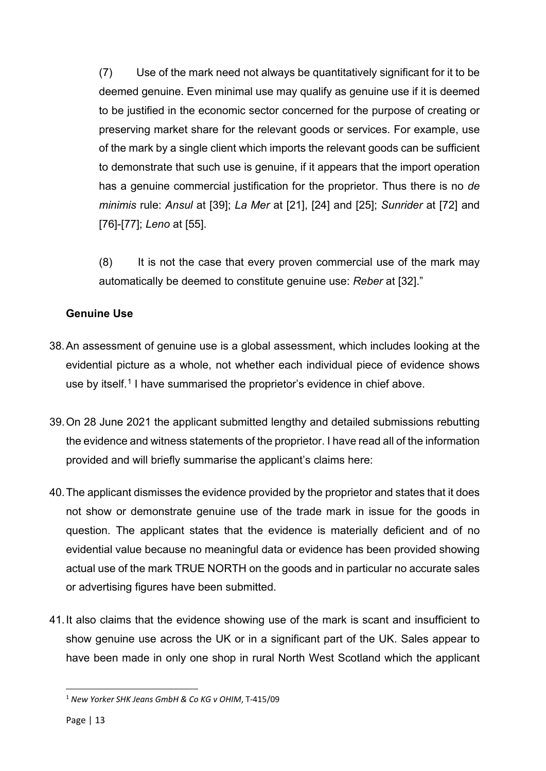(7) Use of the mark need not always be quantitatively significant for it to be deemed genuine. Even minimal use may qualify as genuine use if it is deemed to be justified in the economic sector concerned for the purpose of creating or preserving market share for the relevant goods or services. For example, use of the mark by a single client which imports the relevant goods can be sufficient to demonstrate that such use is genuine, if it appears that the import operation has a genuine commercial justification for the proprietor. Thus there is no *de minimis* rule: *Ansul* at [39]; *La Mer* at [21], [24] and [25]; *Sunrider* at [72] and [76]-[77]; *Leno* at [55].

(8) It is not the case that every proven commercial use of the mark may automatically be deemed to constitute genuine use: *Reber* at [32]."

**Genuine Use**

38. An assessment of genuine use is a global assessment, which includes looking at the evidential picture as a whole, not whether each individual piece of evidence shows use by itself.[1] I have summarised the proprietor's evidence in chief above.

39. On 28 June 2021 the applicant submitted lengthy and detailed submissions rebutting the evidence and witness statements of the proprietor. I have read all of the information provided and will briefly summarise the applicant's claims here:

40. The applicant dismisses the evidence provided by the proprietor and states that it does not show or demonstrate genuine use of the trade mark in issue for the goods in question. The applicant states that the evidence is materially deficient and of no evidential value because no meaningful data or evidence has been provided showing actual use of the mark TRUE NORTH on the goods and in particular no accurate sales or advertising figures have been submitted.

41. It also claims that the evidence showing use of the mark is scant and insufficient to show genuine use across the UK or in a significant part of the UK. Sales appear to have been made in only one shop in rural North West Scotland which the applicant

[1] *New Yorker SHK Jeans GmbH & Co KG v OHIM*, T-415/09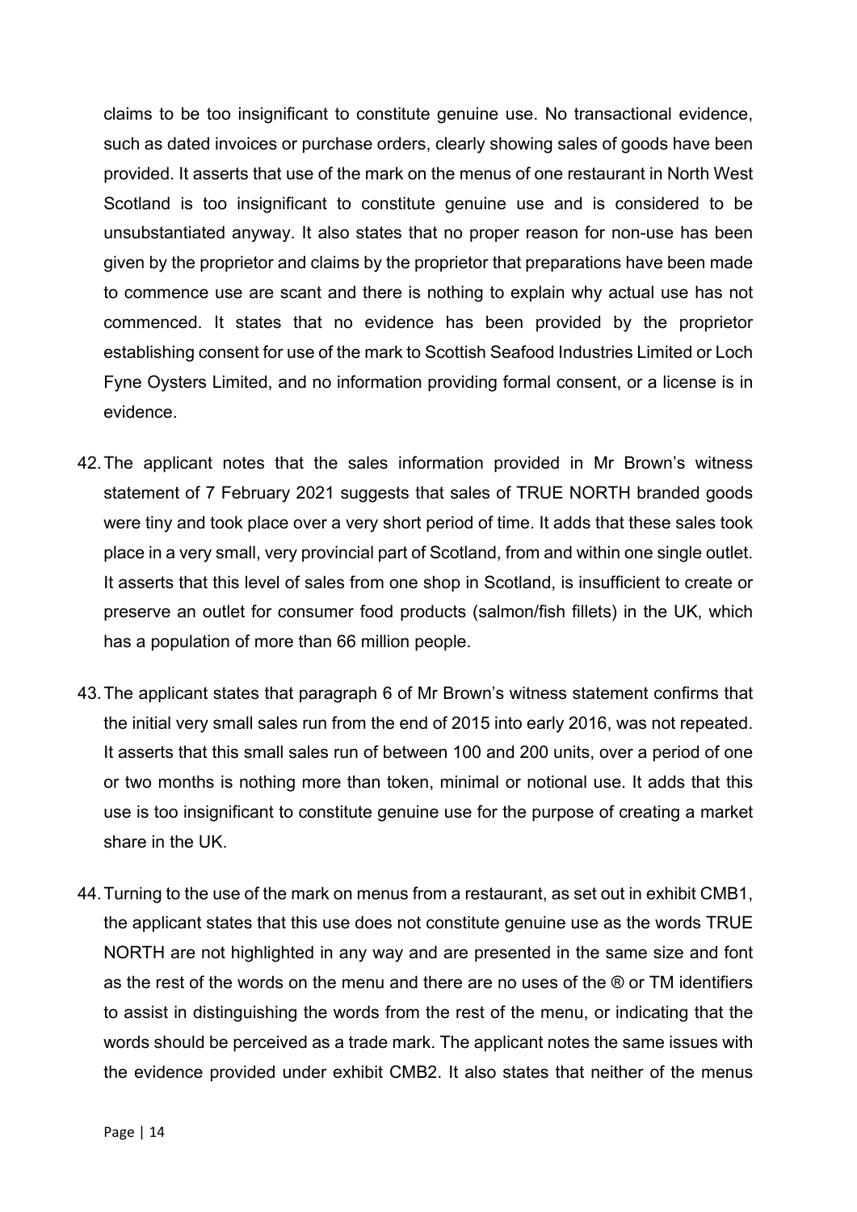claims to be too insignificant to constitute genuine use. No transactional evidence, such as dated invoices or purchase orders, clearly showing sales of goods have been provided. It asserts that use of the mark on the menus of one restaurant in North West Scotland is too insignificant to constitute genuine use and is considered to be unsubstantiated anyway. It also states that no proper reason for non-use has been given by the proprietor and claims by the proprietor that preparations have been made to commence use are scant and there is nothing to explain why actual use has not commenced. It states that no evidence has been provided by the proprietor establishing consent for use of the mark to Scottish Seafood Industries Limited or Loch Fyne Oysters Limited, and no information providing formal consent, or a license is in evidence.

42. The applicant notes that the sales information provided in Mr Brown's witness statement of 7 February 2021 suggests that sales of TRUE NORTH branded goods were tiny and took place over a very short period of time. It adds that these sales took place in a very small, very provincial part of Scotland, from and within one single outlet. It asserts that this level of sales from one shop in Scotland, is insufficient to create or preserve an outlet for consumer food products (salmon/fish fillets) in the UK, which has a population of more than 66 million people.

43. The applicant states that paragraph 6 of Mr Brown's witness statement confirms that the initial very small sales run from the end of 2015 into early 2016, was not repeated. It asserts that this small sales run of between 100 and 200 units, over a period of one or two months is nothing more than token, minimal or notional use. It adds that this use is too insignificant to constitute genuine use for the purpose of creating a market share in the UK.

44. Turning to the use of the mark on menus from a restaurant, as set out in exhibit CMB1, the applicant states that this use does not constitute genuine use as the words TRUE NORTH are not highlighted in any way and are presented in the same size and font as the rest of the words on the menu and there are no uses of the ® or TM identifiers to assist in distinguishing the words from the rest of the menu, or indicating that the words should be perceived as a trade mark. The applicant notes the same issues with the evidence provided under exhibit CMB2. It also states that neither of the menus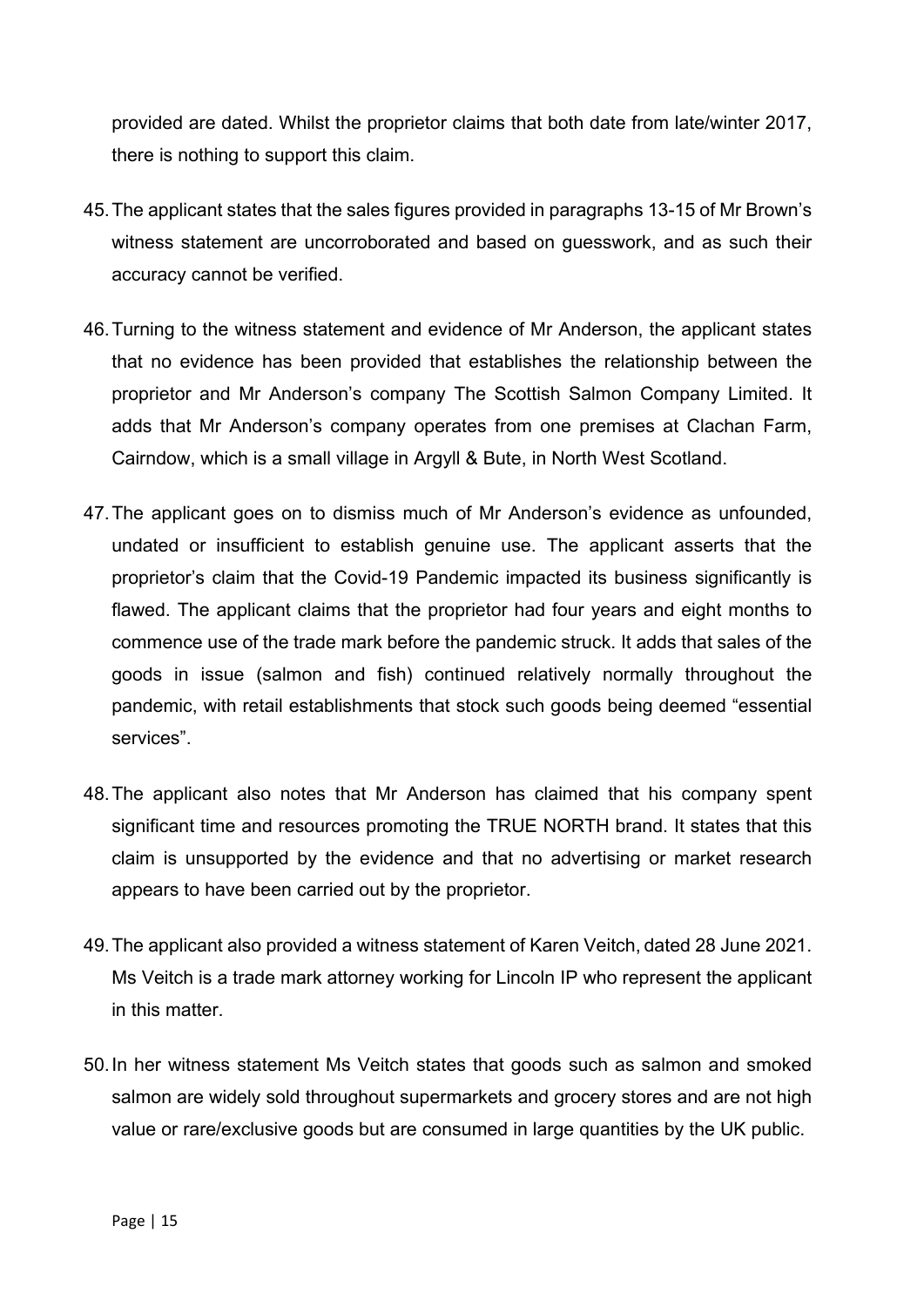provided are dated. Whilst the proprietor claims that both date from late/winter 2017, there is nothing to support this claim.

45. The applicant states that the sales figures provided in paragraphs 13-15 of Mr Brown's witness statement are uncorroborated and based on guesswork, and as such their accuracy cannot be verified.

46. Turning to the witness statement and evidence of Mr Anderson, the applicant states that no evidence has been provided that establishes the relationship between the proprietor and Mr Anderson's company The Scottish Salmon Company Limited. It adds that Mr Anderson's company operates from one premises at Clachan Farm, Cairndow, which is a small village in Argyll & Bute, in North West Scotland.

47. The applicant goes on to dismiss much of Mr Anderson's evidence as unfounded, undated or insufficient to establish genuine use. The applicant asserts that the proprietor's claim that the Covid-19 Pandemic impacted its business significantly is flawed. The applicant claims that the proprietor had four years and eight months to commence use of the trade mark before the pandemic struck. It adds that sales of the goods in issue (salmon and fish) continued relatively normally throughout the pandemic, with retail establishments that stock such goods being deemed "essential services".

48. The applicant also notes that Mr Anderson has claimed that his company spent significant time and resources promoting the TRUE NORTH brand. It states that this claim is unsupported by the evidence and that no advertising or market research appears to have been carried out by the proprietor.

49. The applicant also provided a witness statement of Karen Veitch, dated 28 June 2021. Ms Veitch is a trade mark attorney working for Lincoln IP who represent the applicant in this matter.

50. In her witness statement Ms Veitch states that goods such as salmon and smoked salmon are widely sold throughout supermarkets and grocery stores and are not high value or rare/exclusive goods but are consumed in large quantities by the UK public.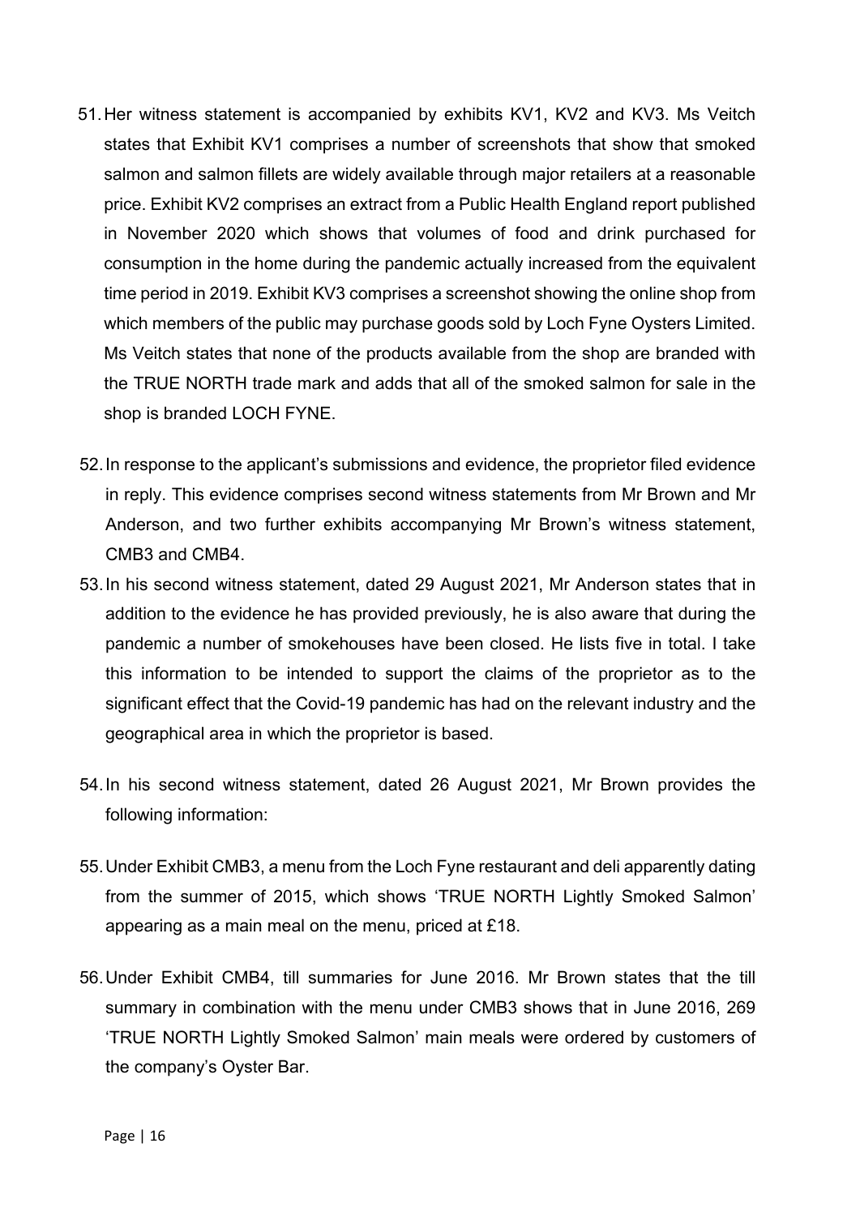51. Her witness statement is accompanied by exhibits KV1, KV2 and KV3. Ms Veitch states that Exhibit KV1 comprises a number of screenshots that show that smoked salmon and salmon fillets are widely available through major retailers at a reasonable price. Exhibit KV2 comprises an extract from a Public Health England report published in November 2020 which shows that volumes of food and drink purchased for consumption in the home during the pandemic actually increased from the equivalent time period in 2019. Exhibit KV3 comprises a screenshot showing the online shop from which members of the public may purchase goods sold by Loch Fyne Oysters Limited. Ms Veitch states that none of the products available from the shop are branded with the TRUE NORTH trade mark and adds that all of the smoked salmon for sale in the shop is branded LOCH FYNE.

52. In response to the applicant's submissions and evidence, the proprietor filed evidence in reply. This evidence comprises second witness statements from Mr Brown and Mr Anderson, and two further exhibits accompanying Mr Brown's witness statement, CMB3 and CMB4.

53. In his second witness statement, dated 29 August 2021, Mr Anderson states that in addition to the evidence he has provided previously, he is also aware that during the pandemic a number of smokehouses have been closed. He lists five in total. I take this information to be intended to support the claims of the proprietor as to the significant effect that the Covid-19 pandemic has had on the relevant industry and the geographical area in which the proprietor is based.

54. In his second witness statement, dated 26 August 2021, Mr Brown provides the following information:

55. Under Exhibit CMB3, a menu from the Loch Fyne restaurant and deli apparently dating from the summer of 2015, which shows 'TRUE NORTH Lightly Smoked Salmon' appearing as a main meal on the menu, priced at £18.

56. Under Exhibit CMB4, till summaries for June 2016. Mr Brown states that the till summary in combination with the menu under CMB3 shows that in June 2016, 269 'TRUE NORTH Lightly Smoked Salmon' main meals were ordered by customers of the company's Oyster Bar.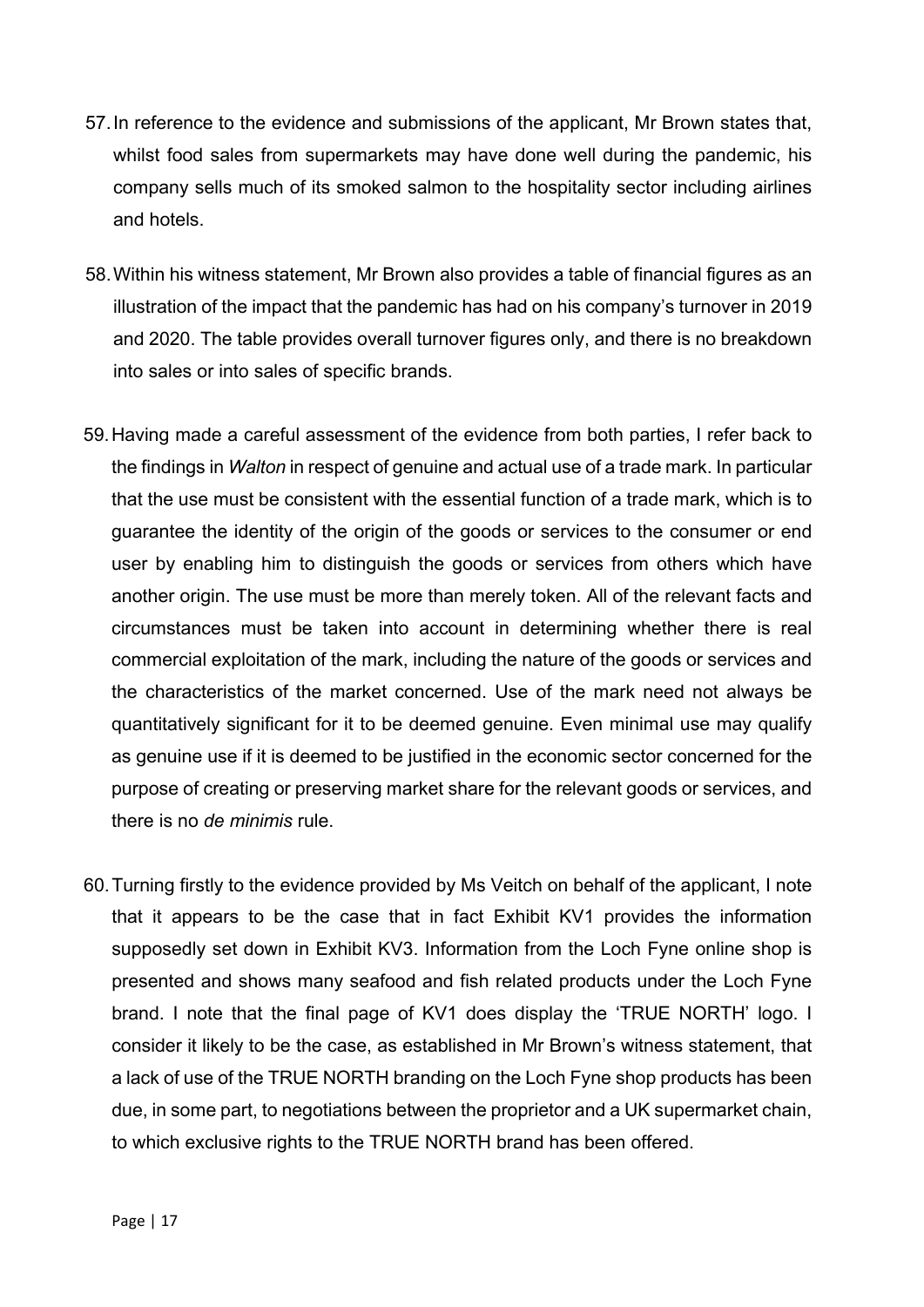57. In reference to the evidence and submissions of the applicant, Mr Brown states that, whilst food sales from supermarkets may have done well during the pandemic, his company sells much of its smoked salmon to the hospitality sector including airlines and hotels.

58. Within his witness statement, Mr Brown also provides a table of financial figures as an illustration of the impact that the pandemic has had on his company's turnover in 2019 and 2020. The table provides overall turnover figures only, and there is no breakdown into sales or into sales of specific brands.

59. Having made a careful assessment of the evidence from both parties, I refer back to the findings in *Walton* in respect of genuine and actual use of a trade mark. In particular that the use must be consistent with the essential function of a trade mark, which is to guarantee the identity of the origin of the goods or services to the consumer or end user by enabling him to distinguish the goods or services from others which have another origin. The use must be more than merely token. All of the relevant facts and circumstances must be taken into account in determining whether there is real commercial exploitation of the mark, including the nature of the goods or services and the characteristics of the market concerned. Use of the mark need not always be quantitatively significant for it to be deemed genuine. Even minimal use may qualify as genuine use if it is deemed to be justified in the economic sector concerned for the purpose of creating or preserving market share for the relevant goods or services, and there is no *de minimis* rule.

60. Turning firstly to the evidence provided by Ms Veitch on behalf of the applicant, I note that it appears to be the case that in fact Exhibit KV1 provides the information supposedly set down in Exhibit KV3. Information from the Loch Fyne online shop is presented and shows many seafood and fish related products under the Loch Fyne brand. I note that the final page of KV1 does display the 'TRUE NORTH' logo. I consider it likely to be the case, as established in Mr Brown's witness statement, that a lack of use of the TRUE NORTH branding on the Loch Fyne shop products has been due, in some part, to negotiations between the proprietor and a UK supermarket chain, to which exclusive rights to the TRUE NORTH brand has been offered.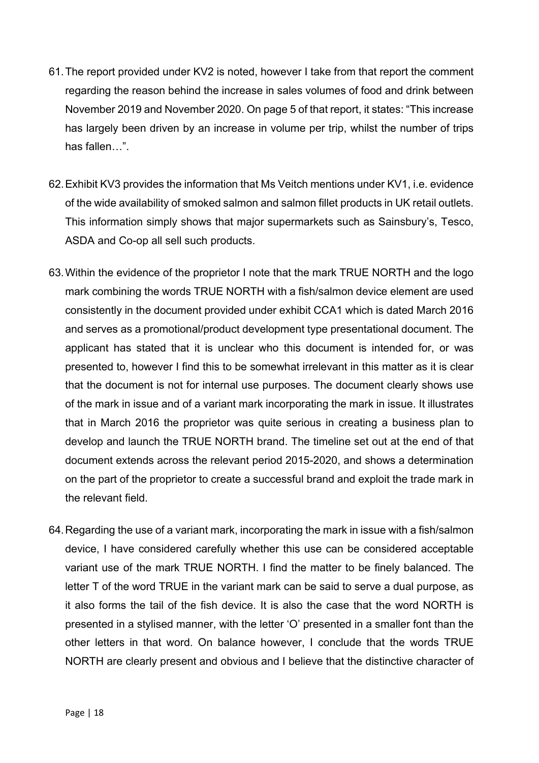61. The report provided under KV2 is noted, however I take from that report the comment regarding the reason behind the increase in sales volumes of food and drink between November 2019 and November 2020. On page 5 of that report, it states: "This increase has largely been driven by an increase in volume per trip, whilst the number of trips has fallen…".

62. Exhibit KV3 provides the information that Ms Veitch mentions under KV1, i.e. evidence of the wide availability of smoked salmon and salmon fillet products in UK retail outlets. This information simply shows that major supermarkets such as Sainsbury's, Tesco, ASDA and Co-op all sell such products.

63. Within the evidence of the proprietor I note that the mark TRUE NORTH and the logo mark combining the words TRUE NORTH with a fish/salmon device element are used consistently in the document provided under exhibit CCA1 which is dated March 2016 and serves as a promotional/product development type presentational document. The applicant has stated that it is unclear who this document is intended for, or was presented to, however I find this to be somewhat irrelevant in this matter as it is clear that the document is not for internal use purposes. The document clearly shows use of the mark in issue and of a variant mark incorporating the mark in issue. It illustrates that in March 2016 the proprietor was quite serious in creating a business plan to develop and launch the TRUE NORTH brand. The timeline set out at the end of that document extends across the relevant period 2015-2020, and shows a determination on the part of the proprietor to create a successful brand and exploit the trade mark in the relevant field.

64. Regarding the use of a variant mark, incorporating the mark in issue with a fish/salmon device, I have considered carefully whether this use can be considered acceptable variant use of the mark TRUE NORTH. I find the matter to be finely balanced. The letter T of the word TRUE in the variant mark can be said to serve a dual purpose, as it also forms the tail of the fish device. It is also the case that the word NORTH is presented in a stylised manner, with the letter 'O' presented in a smaller font than the other letters in that word. On balance however, I conclude that the words TRUE NORTH are clearly present and obvious and I believe that the distinctive character of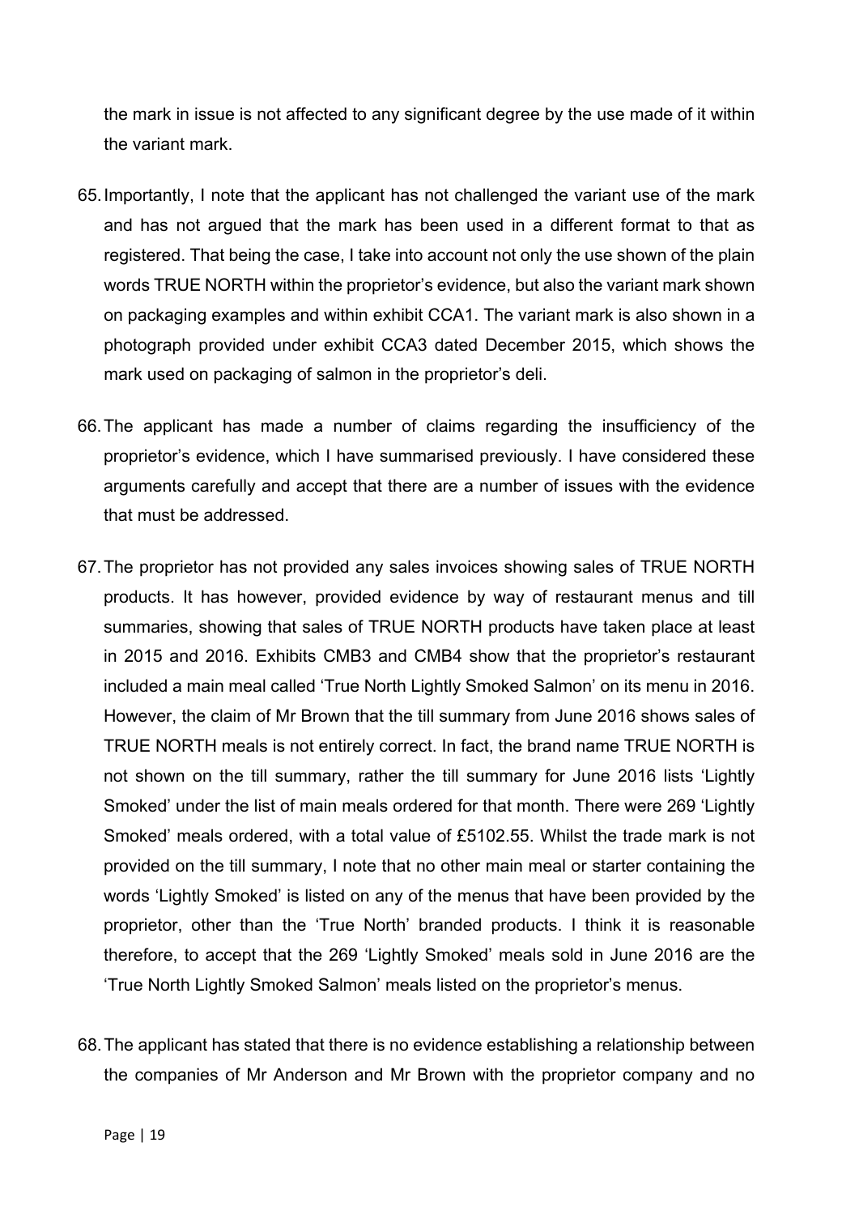the mark in issue is not affected to any significant degree by the use made of it within the variant mark.

65. Importantly, I note that the applicant has not challenged the variant use of the mark and has not argued that the mark has been used in a different format to that as registered. That being the case, I take into account not only the use shown of the plain words TRUE NORTH within the proprietor's evidence, but also the variant mark shown on packaging examples and within exhibit CCA1. The variant mark is also shown in a photograph provided under exhibit CCA3 dated December 2015, which shows the mark used on packaging of salmon in the proprietor's deli.

66. The applicant has made a number of claims regarding the insufficiency of the proprietor's evidence, which I have summarised previously. I have considered these arguments carefully and accept that there are a number of issues with the evidence that must be addressed.

67. The proprietor has not provided any sales invoices showing sales of TRUE NORTH products. It has however, provided evidence by way of restaurant menus and till summaries, showing that sales of TRUE NORTH products have taken place at least in 2015 and 2016. Exhibits CMB3 and CMB4 show that the proprietor's restaurant included a main meal called 'True North Lightly Smoked Salmon' on its menu in 2016. However, the claim of Mr Brown that the till summary from June 2016 shows sales of TRUE NORTH meals is not entirely correct. In fact, the brand name TRUE NORTH is not shown on the till summary, rather the till summary for June 2016 lists 'Lightly Smoked' under the list of main meals ordered for that month. There were 269 'Lightly Smoked' meals ordered, with a total value of £5102.55. Whilst the trade mark is not provided on the till summary, I note that no other main meal or starter containing the words 'Lightly Smoked' is listed on any of the menus that have been provided by the proprietor, other than the 'True North' branded products. I think it is reasonable therefore, to accept that the 269 'Lightly Smoked' meals sold in June 2016 are the 'True North Lightly Smoked Salmon' meals listed on the proprietor's menus.

68. The applicant has stated that there is no evidence establishing a relationship between the companies of Mr Anderson and Mr Brown with the proprietor company and no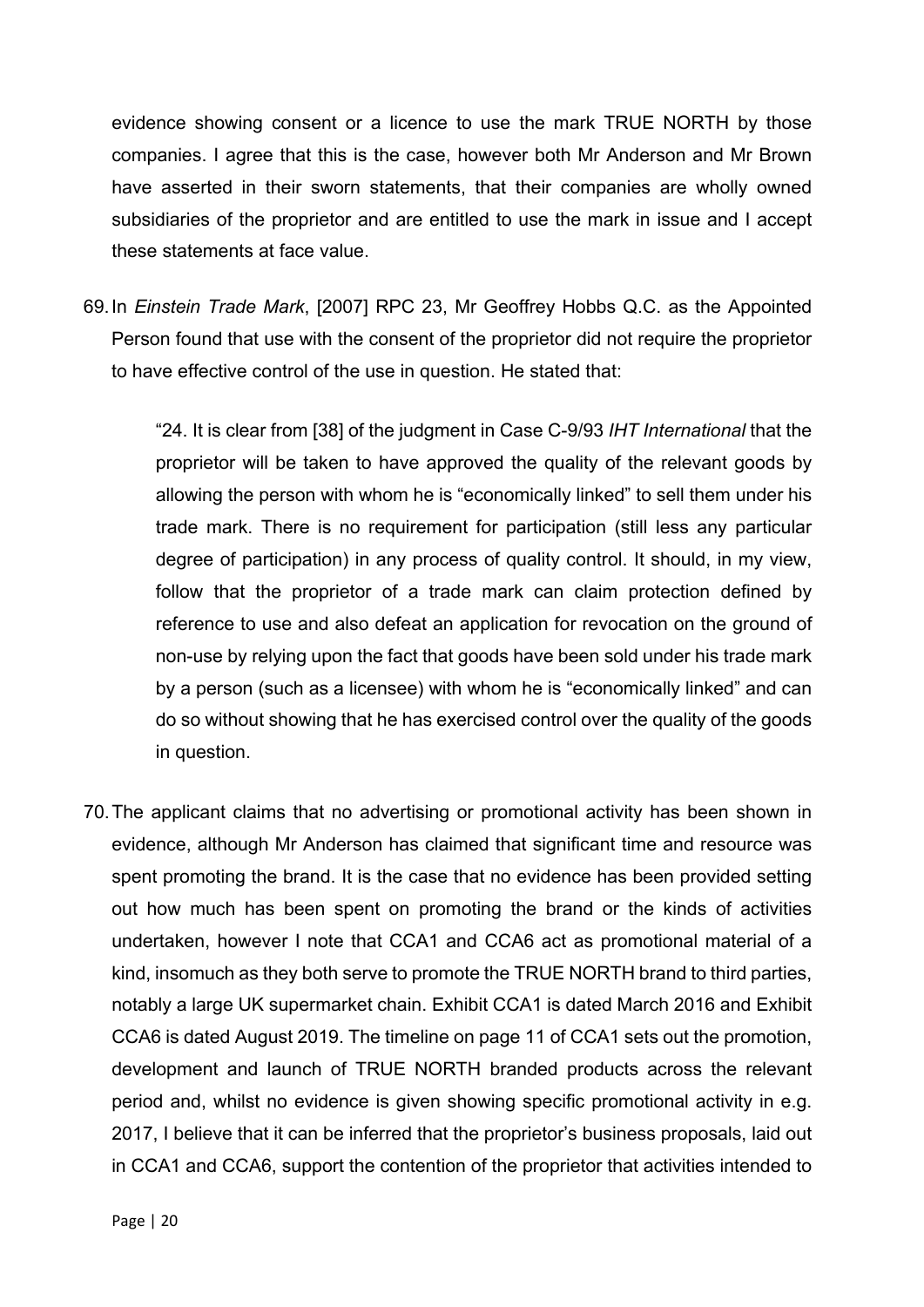evidence showing consent or a licence to use the mark TRUE NORTH by those companies. I agree that this is the case, however both Mr Anderson and Mr Brown have asserted in their sworn statements, that their companies are wholly owned subsidiaries of the proprietor and are entitled to use the mark in issue and I accept these statements at face value.

69. In *Einstein Trade Mark*, [2007] RPC 23, Mr Geoffrey Hobbs Q.C. as the Appointed Person found that use with the consent of the proprietor did not require the proprietor to have effective control of the use in question. He stated that:

> "24. It is clear from [38] of the judgment in Case C-9/93 *IHT International* that the proprietor will be taken to have approved the quality of the relevant goods by allowing the person with whom he is "economically linked" to sell them under his trade mark. There is no requirement for participation (still less any particular degree of participation) in any process of quality control. It should, in my view, follow that the proprietor of a trade mark can claim protection defined by reference to use and also defeat an application for revocation on the ground of non-use by relying upon the fact that goods have been sold under his trade mark by a person (such as a licensee) with whom he is "economically linked" and can do so without showing that he has exercised control over the quality of the goods in question.

70. The applicant claims that no advertising or promotional activity has been shown in evidence, although Mr Anderson has claimed that significant time and resource was spent promoting the brand. It is the case that no evidence has been provided setting out how much has been spent on promoting the brand or the kinds of activities undertaken, however I note that CCA1 and CCA6 act as promotional material of a kind, insomuch as they both serve to promote the TRUE NORTH brand to third parties, notably a large UK supermarket chain. Exhibit CCA1 is dated March 2016 and Exhibit CCA6 is dated August 2019. The timeline on page 11 of CCA1 sets out the promotion, development and launch of TRUE NORTH branded products across the relevant period and, whilst no evidence is given showing specific promotional activity in e.g. 2017, I believe that it can be inferred that the proprietor's business proposals, laid out in CCA1 and CCA6, support the contention of the proprietor that activities intended to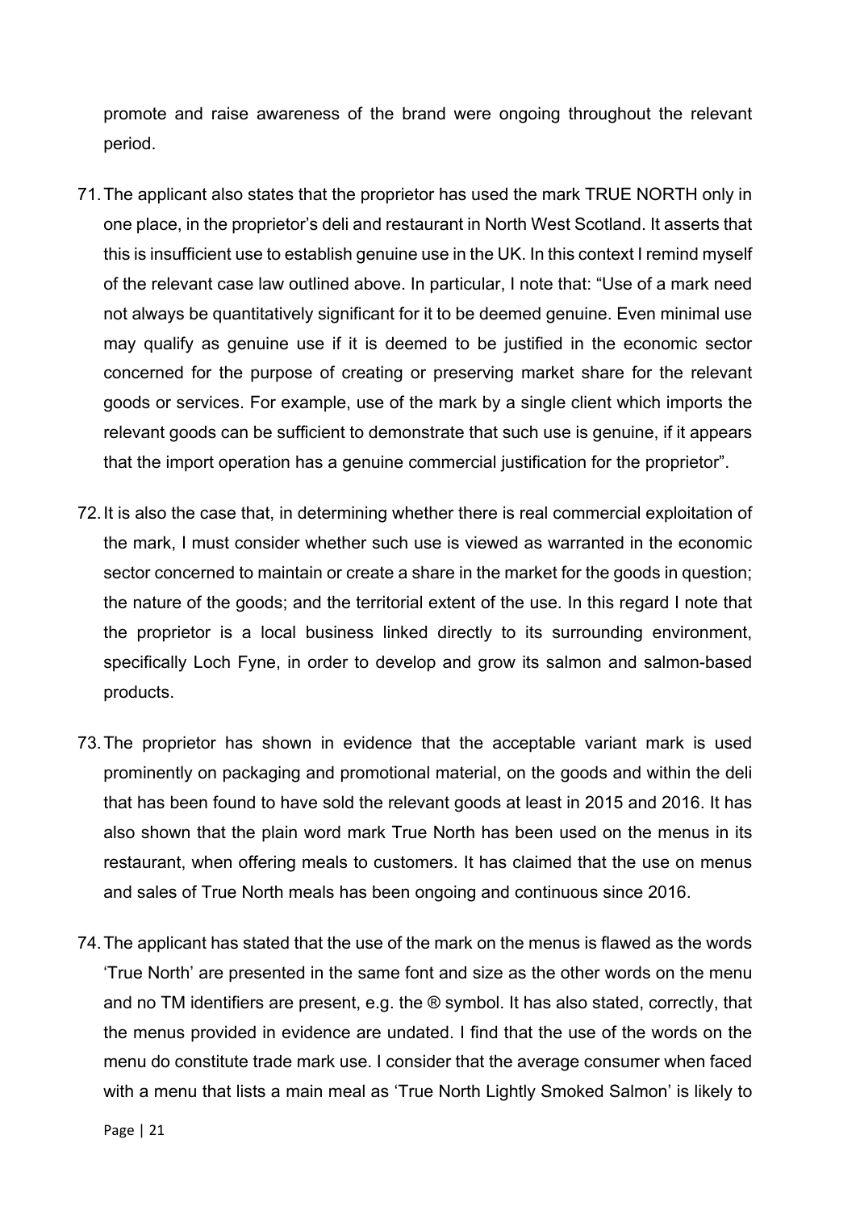promote and raise awareness of the brand were ongoing throughout the relevant period.

71. The applicant also states that the proprietor has used the mark TRUE NORTH only in one place, in the proprietor's deli and restaurant in North West Scotland. It asserts that this is insufficient use to establish genuine use in the UK. In this context I remind myself of the relevant case law outlined above. In particular, I note that: "Use of a mark need not always be quantitatively significant for it to be deemed genuine. Even minimal use may qualify as genuine use if it is deemed to be justified in the economic sector concerned for the purpose of creating or preserving market share for the relevant goods or services. For example, use of the mark by a single client which imports the relevant goods can be sufficient to demonstrate that such use is genuine, if it appears that the import operation has a genuine commercial justification for the proprietor".

72. It is also the case that, in determining whether there is real commercial exploitation of the mark, I must consider whether such use is viewed as warranted in the economic sector concerned to maintain or create a share in the market for the goods in question; the nature of the goods; and the territorial extent of the use. In this regard I note that the proprietor is a local business linked directly to its surrounding environment, specifically Loch Fyne, in order to develop and grow its salmon and salmon-based products.

73. The proprietor has shown in evidence that the acceptable variant mark is used prominently on packaging and promotional material, on the goods and within the deli that has been found to have sold the relevant goods at least in 2015 and 2016. It has also shown that the plain word mark True North has been used on the menus in its restaurant, when offering meals to customers. It has claimed that the use on menus and sales of True North meals has been ongoing and continuous since 2016.

74. The applicant has stated that the use of the mark on the menus is flawed as the words 'True North' are presented in the same font and size as the other words on the menu and no TM identifiers are present, e.g. the ® symbol. It has also stated, correctly, that the menus provided in evidence are undated. I find that the use of the words on the menu do constitute trade mark use. I consider that the average consumer when faced with a menu that lists a main meal as 'True North Lightly Smoked Salmon' is likely to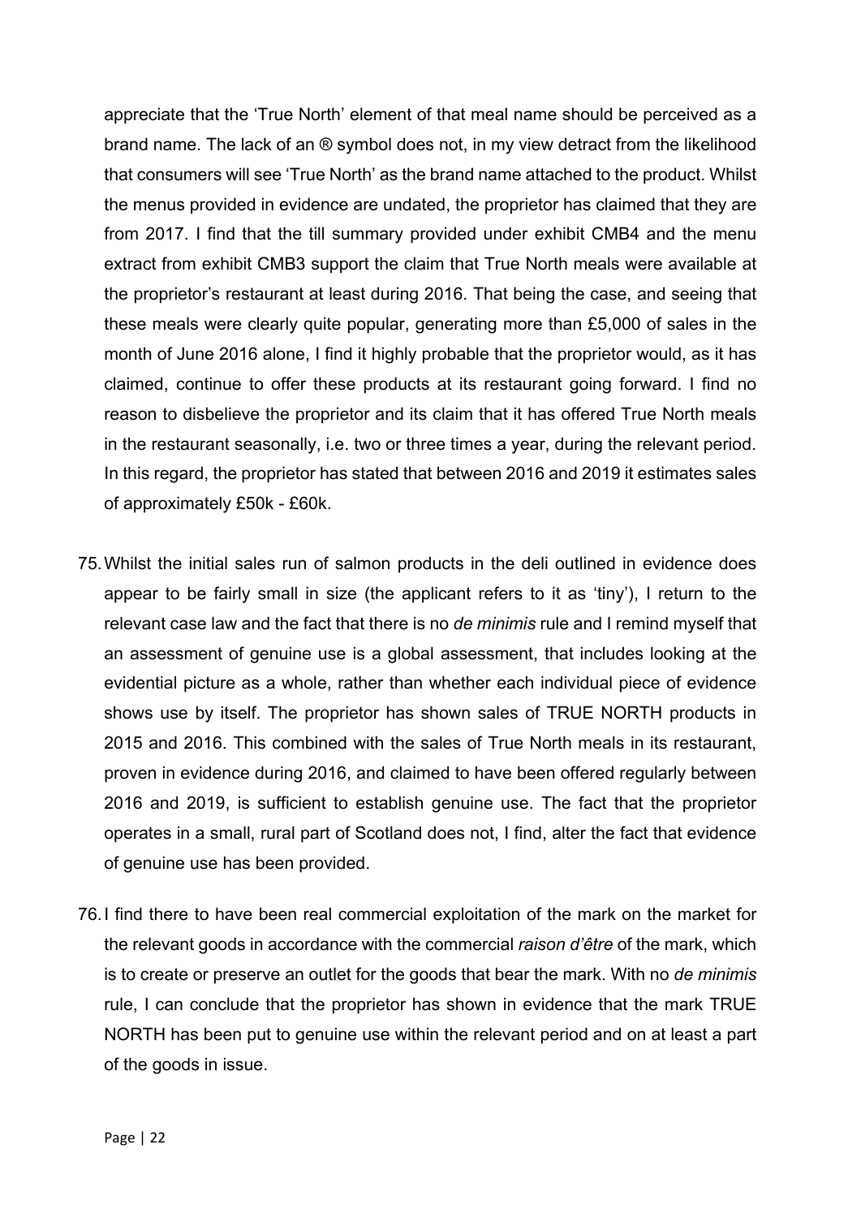appreciate that the 'True North' element of that meal name should be perceived as a brand name. The lack of an ® symbol does not, in my view detract from the likelihood that consumers will see 'True North' as the brand name attached to the product. Whilst the menus provided in evidence are undated, the proprietor has claimed that they are from 2017. I find that the till summary provided under exhibit CMB4 and the menu extract from exhibit CMB3 support the claim that True North meals were available at the proprietor's restaurant at least during 2016. That being the case, and seeing that these meals were clearly quite popular, generating more than £5,000 of sales in the month of June 2016 alone, I find it highly probable that the proprietor would, as it has claimed, continue to offer these products at its restaurant going forward. I find no reason to disbelieve the proprietor and its claim that it has offered True North meals in the restaurant seasonally, i.e. two or three times a year, during the relevant period. In this regard, the proprietor has stated that between 2016 and 2019 it estimates sales of approximately £50k - £60k.

75. Whilst the initial sales run of salmon products in the deli outlined in evidence does appear to be fairly small in size (the applicant refers to it as 'tiny'), I return to the relevant case law and the fact that there is no *de minimis* rule and I remind myself that an assessment of genuine use is a global assessment, that includes looking at the evidential picture as a whole, rather than whether each individual piece of evidence shows use by itself. The proprietor has shown sales of TRUE NORTH products in 2015 and 2016. This combined with the sales of True North meals in its restaurant, proven in evidence during 2016, and claimed to have been offered regularly between 2016 and 2019, is sufficient to establish genuine use. The fact that the proprietor operates in a small, rural part of Scotland does not, I find, alter the fact that evidence of genuine use has been provided.

76. I find there to have been real commercial exploitation of the mark on the market for the relevant goods in accordance with the commercial *raison d'être* of the mark, which is to create or preserve an outlet for the goods that bear the mark. With no *de minimis* rule, I can conclude that the proprietor has shown in evidence that the mark TRUE NORTH has been put to genuine use within the relevant period and on at least a part of the goods in issue.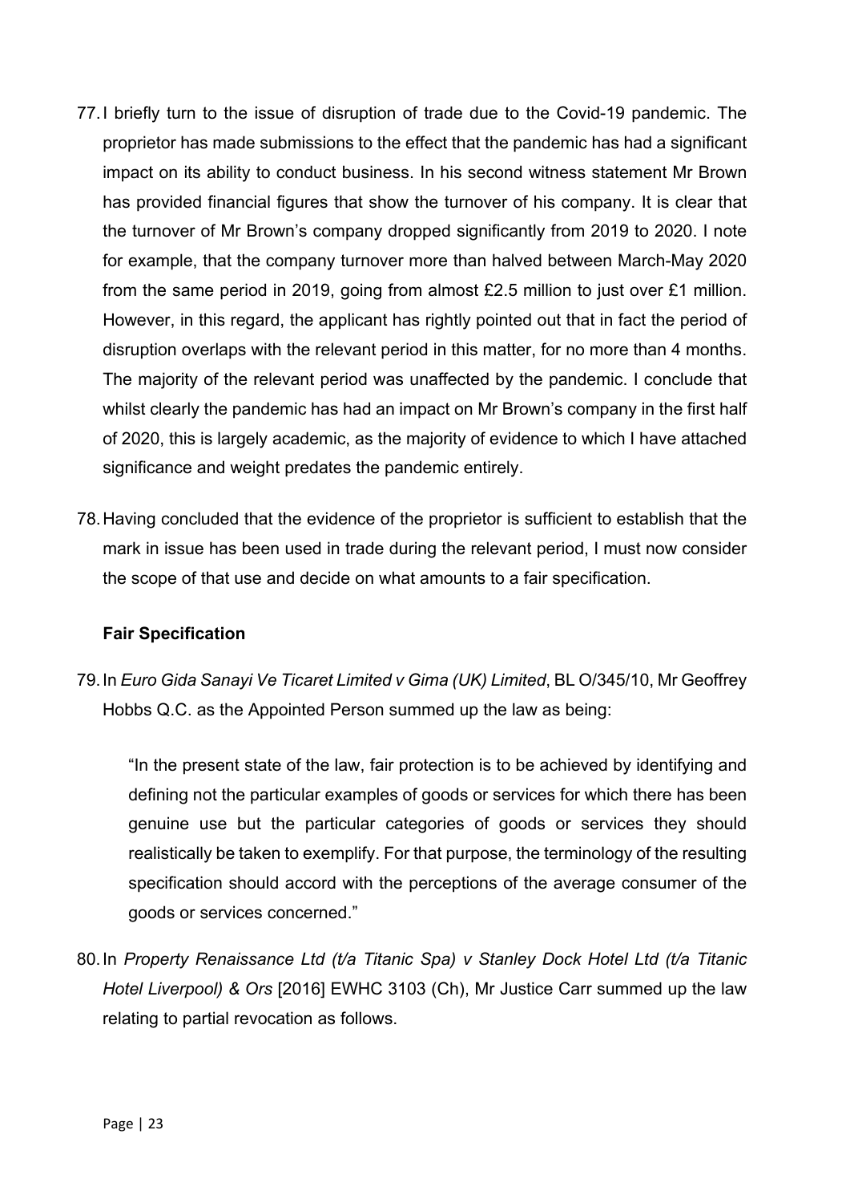77. I briefly turn to the issue of disruption of trade due to the Covid-19 pandemic. The proprietor has made submissions to the effect that the pandemic has had a significant impact on its ability to conduct business. In his second witness statement Mr Brown has provided financial figures that show the turnover of his company. It is clear that the turnover of Mr Brown's company dropped significantly from 2019 to 2020. I note for example, that the company turnover more than halved between March-May 2020 from the same period in 2019, going from almost £2.5 million to just over £1 million. However, in this regard, the applicant has rightly pointed out that in fact the period of disruption overlaps with the relevant period in this matter, for no more than 4 months. The majority of the relevant period was unaffected by the pandemic. I conclude that whilst clearly the pandemic has had an impact on Mr Brown's company in the first half of 2020, this is largely academic, as the majority of evidence to which I have attached significance and weight predates the pandemic entirely.

78. Having concluded that the evidence of the proprietor is sufficient to establish that the mark in issue has been used in trade during the relevant period, I must now consider the scope of that use and decide on what amounts to a fair specification.

**Fair Specification**

79. In *Euro Gida Sanayi Ve Ticaret Limited v Gima (UK) Limited*, BL O/345/10, Mr Geoffrey Hobbs Q.C. as the Appointed Person summed up the law as being:

> "In the present state of the law, fair protection is to be achieved by identifying and defining not the particular examples of goods or services for which there has been genuine use but the particular categories of goods or services they should realistically be taken to exemplify. For that purpose, the terminology of the resulting specification should accord with the perceptions of the average consumer of the goods or services concerned."

80. In *Property Renaissance Ltd (t/a Titanic Spa) v Stanley Dock Hotel Ltd (t/a Titanic Hotel Liverpool) & Ors* [2016] EWHC 3103 (Ch), Mr Justice Carr summed up the law relating to partial revocation as follows.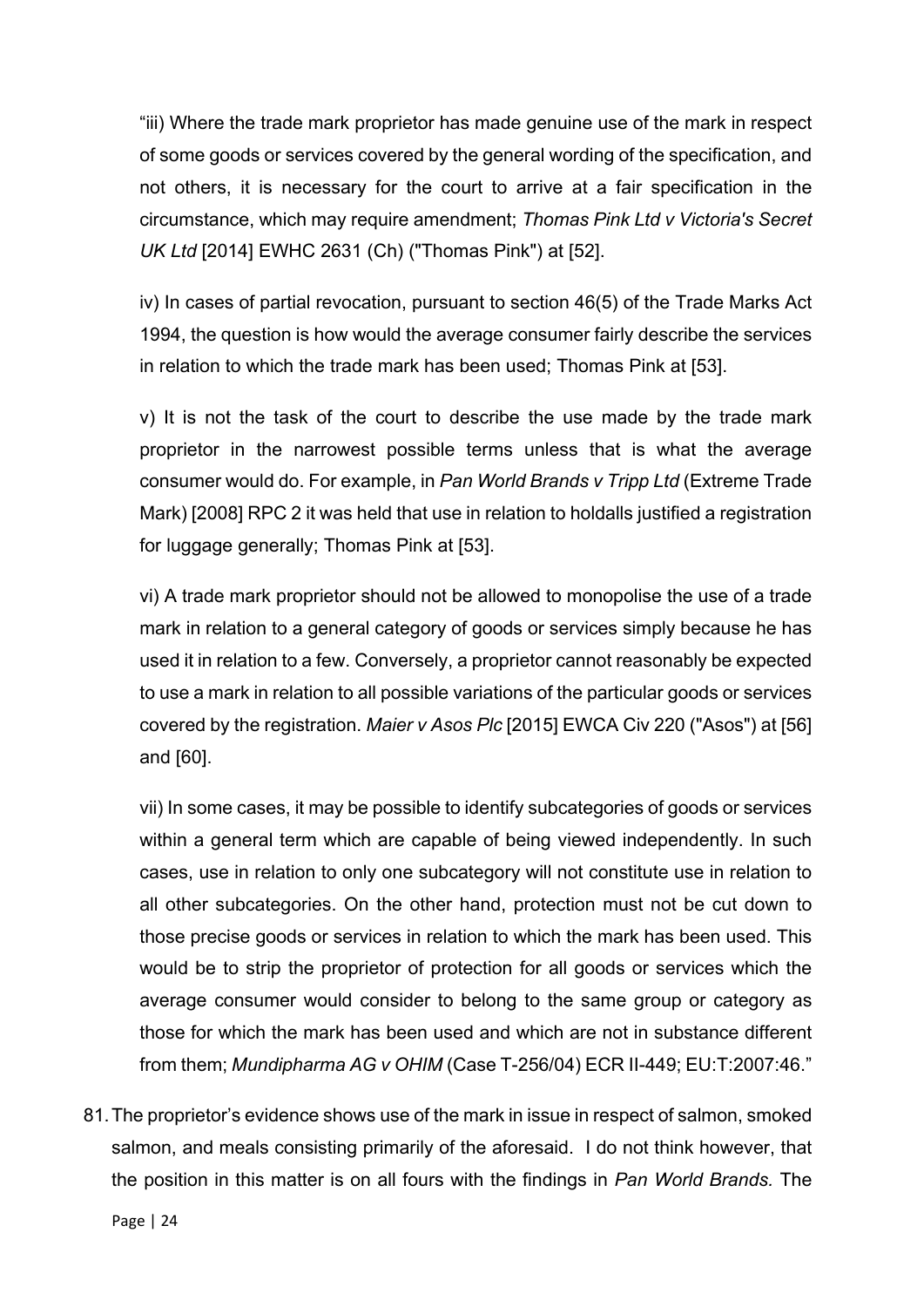"iii) Where the trade mark proprietor has made genuine use of the mark in respect of some goods or services covered by the general wording of the specification, and not others, it is necessary for the court to arrive at a fair specification in the circumstance, which may require amendment; *Thomas Pink Ltd v Victoria's Secret UK Ltd* [2014] EWHC 2631 (Ch) ("Thomas Pink") at [52].

iv) In cases of partial revocation, pursuant to section 46(5) of the Trade Marks Act 1994, the question is how would the average consumer fairly describe the services in relation to which the trade mark has been used; Thomas Pink at [53].

v) It is not the task of the court to describe the use made by the trade mark proprietor in the narrowest possible terms unless that is what the average consumer would do. For example, in *Pan World Brands v Tripp Ltd* (Extreme Trade Mark) [2008] RPC 2 it was held that use in relation to holdalls justified a registration for luggage generally; Thomas Pink at [53].

vi) A trade mark proprietor should not be allowed to monopolise the use of a trade mark in relation to a general category of goods or services simply because he has used it in relation to a few. Conversely, a proprietor cannot reasonably be expected to use a mark in relation to all possible variations of the particular goods or services covered by the registration. *Maier v Asos Plc* [2015] EWCA Civ 220 ("Asos") at [56] and [60].

vii) In some cases, it may be possible to identify subcategories of goods or services within a general term which are capable of being viewed independently. In such cases, use in relation to only one subcategory will not constitute use in relation to all other subcategories. On the other hand, protection must not be cut down to those precise goods or services in relation to which the mark has been used. This would be to strip the proprietor of protection for all goods or services which the average consumer would consider to belong to the same group or category as those for which the mark has been used and which are not in substance different from them; *Mundipharma AG v OHIM* (Case T-256/04) ECR II-449; EU:T:2007:46."

81. The proprietor's evidence shows use of the mark in issue in respect of salmon, smoked salmon, and meals consisting primarily of the aforesaid. I do not think however, that the position in this matter is on all fours with the findings in *Pan World Brands.* The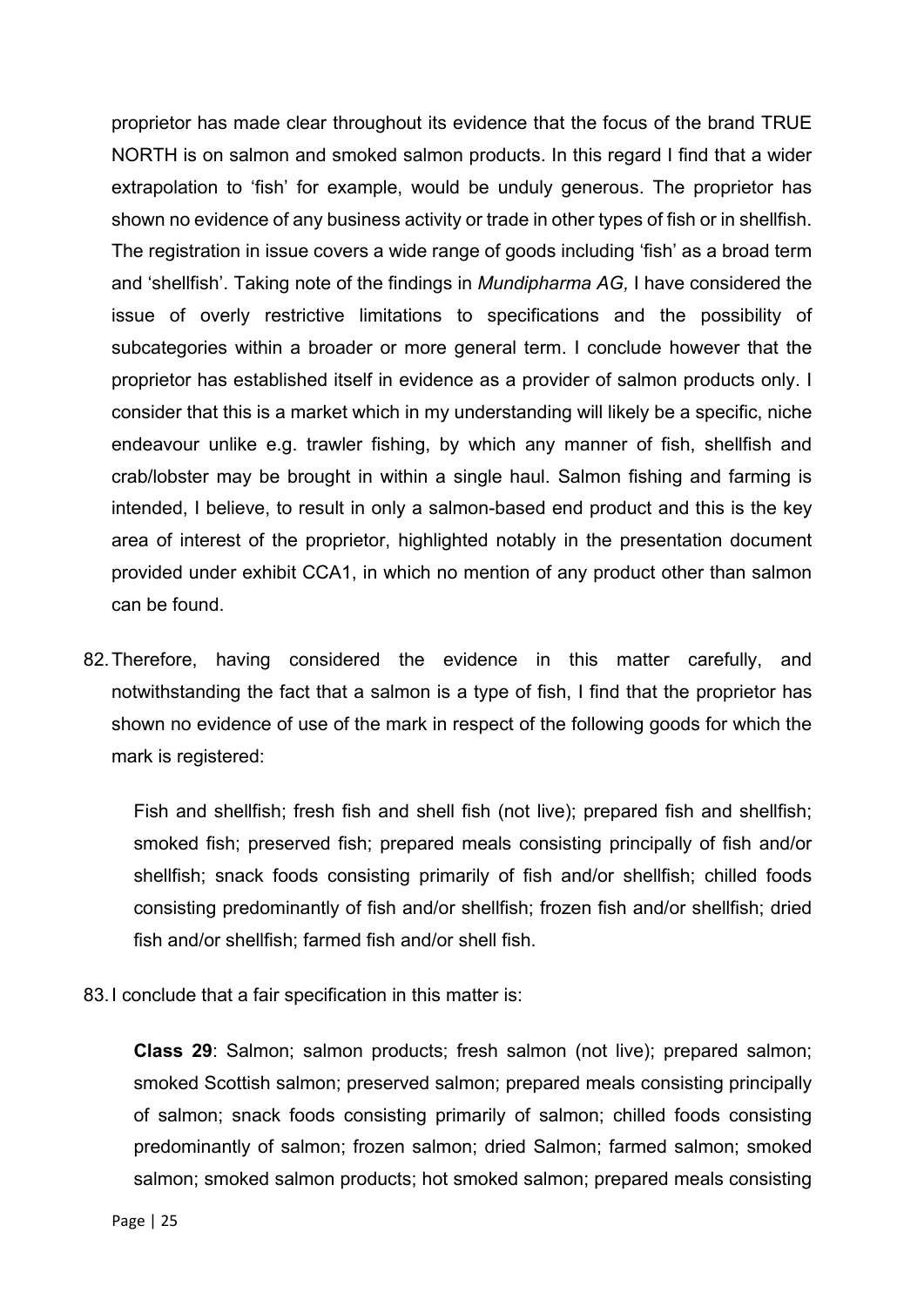proprietor has made clear throughout its evidence that the focus of the brand TRUE NORTH is on salmon and smoked salmon products. In this regard I find that a wider extrapolation to 'fish' for example, would be unduly generous. The proprietor has shown no evidence of any business activity or trade in other types of fish or in shellfish. The registration in issue covers a wide range of goods including 'fish' as a broad term and 'shellfish'. Taking note of the findings in *Mundipharma AG,* I have considered the issue of overly restrictive limitations to specifications and the possibility of subcategories within a broader or more general term. I conclude however that the proprietor has established itself in evidence as a provider of salmon products only. I consider that this is a market which in my understanding will likely be a specific, niche endeavour unlike e.g. trawler fishing, by which any manner of fish, shellfish and crab/lobster may be brought in within a single haul. Salmon fishing and farming is intended, I believe, to result in only a salmon-based end product and this is the key area of interest of the proprietor, highlighted notably in the presentation document provided under exhibit CCA1, in which no mention of any product other than salmon can be found.

82. Therefore, having considered the evidence in this matter carefully, and notwithstanding the fact that a salmon is a type of fish, I find that the proprietor has shown no evidence of use of the mark in respect of the following goods for which the mark is registered:

    Fish and shellfish; fresh fish and shell fish (not live); prepared fish and shellfish; smoked fish; preserved fish; prepared meals consisting principally of fish and/or shellfish; snack foods consisting primarily of fish and/or shellfish; chilled foods consisting predominantly of fish and/or shellfish; frozen fish and/or shellfish; dried fish and/or shellfish; farmed fish and/or shell fish.

83. I conclude that a fair specification in this matter is:

    **Class 29**: Salmon; salmon products; fresh salmon (not live); prepared salmon; smoked Scottish salmon; preserved salmon; prepared meals consisting principally of salmon; snack foods consisting primarily of salmon; chilled foods consisting predominantly of salmon; frozen salmon; dried Salmon; farmed salmon; smoked salmon; smoked salmon products; hot smoked salmon; prepared meals consisting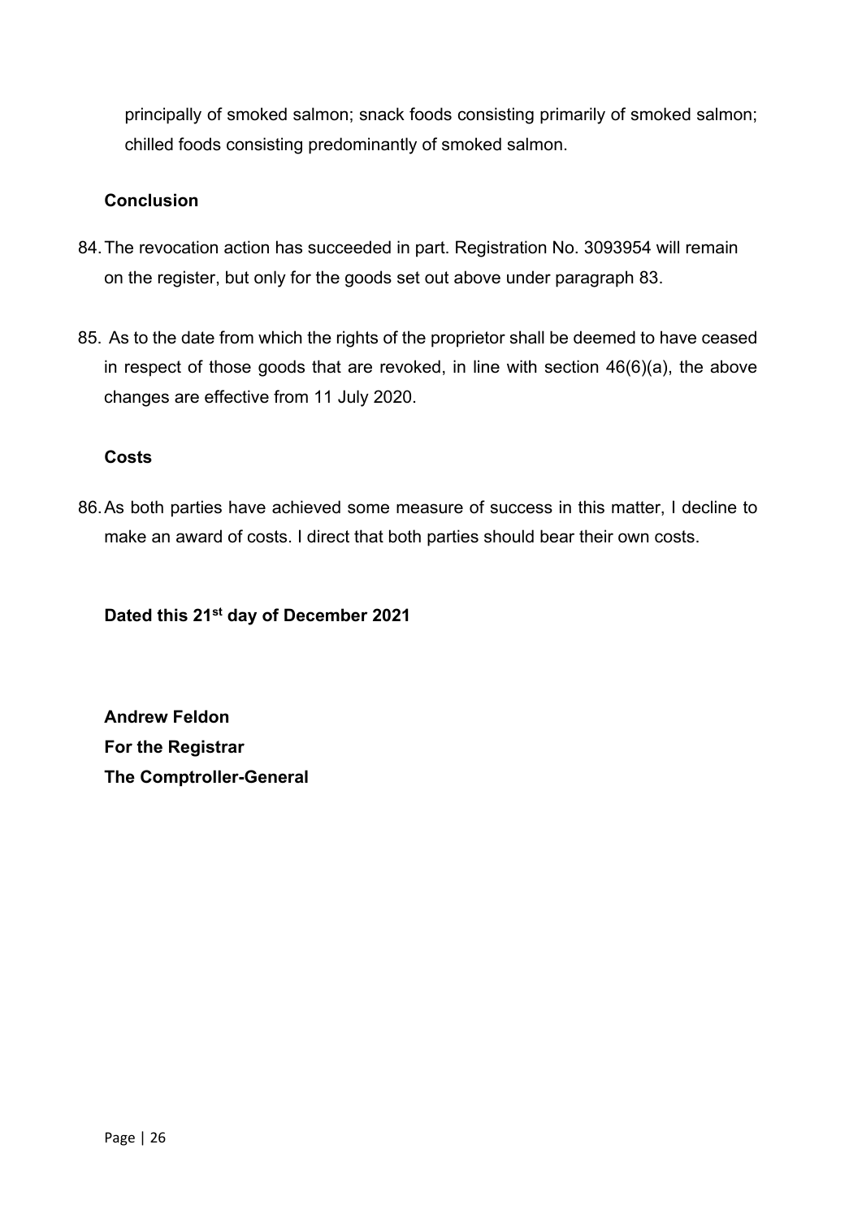principally of smoked salmon; snack foods consisting primarily of smoked salmon; chilled foods consisting predominantly of smoked salmon.

**Conclusion**

84. The revocation action has succeeded in part. Registration No. 3093954 will remain on the register, but only for the goods set out above under paragraph 83.

85. As to the date from which the rights of the proprietor shall be deemed to have ceased in respect of those goods that are revoked, in line with section 46(6)(a), the above changes are effective from 11 July 2020.

**Costs**

86. As both parties have achieved some measure of success in this matter, I decline to make an award of costs. I direct that both parties should bear their own costs.

**Dated this 21st day of December 2021**

**Andrew Feldon**
**For the Registrar**
**The Comptroller-General**